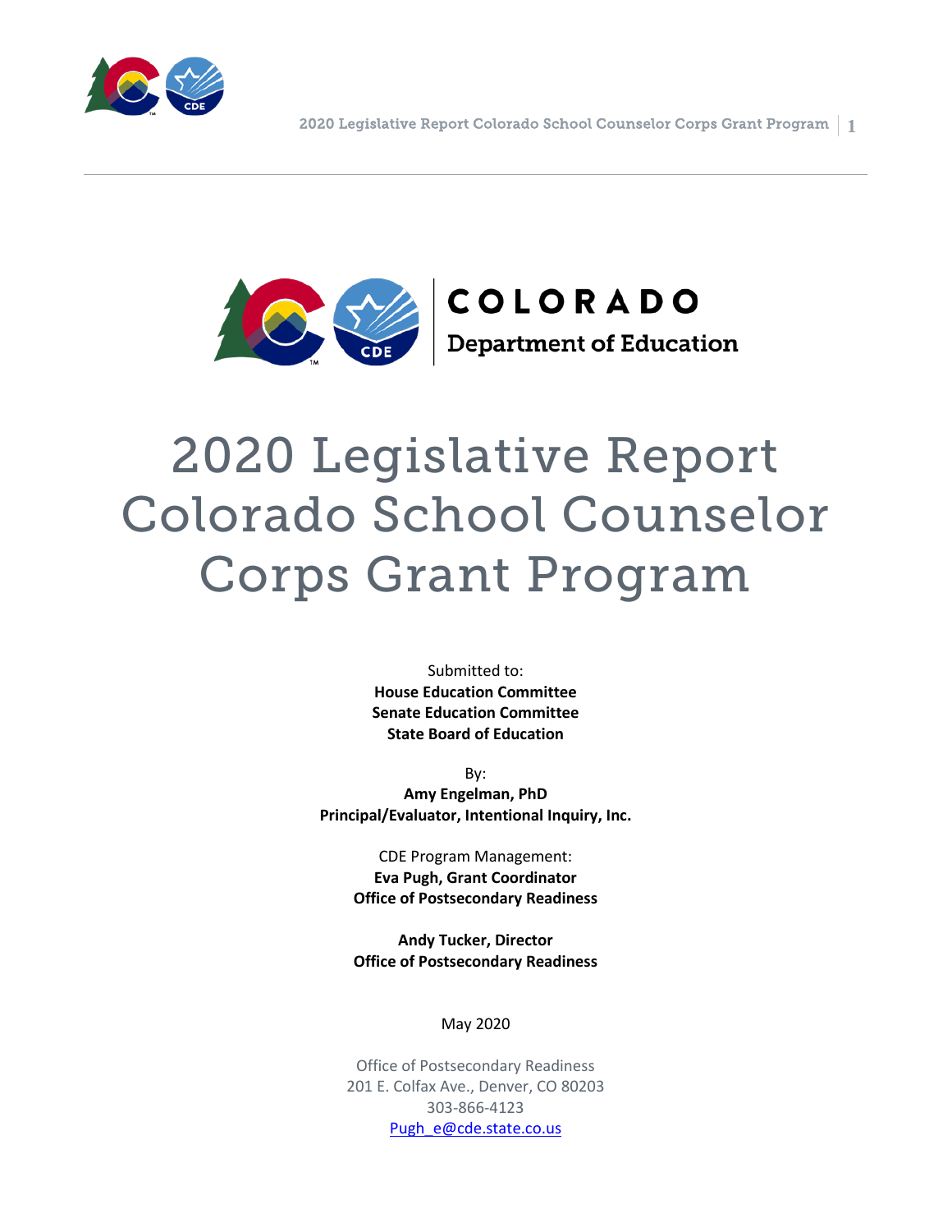COLORADO
Department of Education

# 2020 Legislative Report Colorado School Counselor Corps Grant Program

Submitted to:
**House Education Committee**
**Senate Education Committee**
**State Board of Education**

By:
**Amy Engelman, PhD**
**Principal/Evaluator, Intentional Inquiry, Inc.**

CDE Program Management:
**Eva Pugh, Grant Coordinator**
**Office of Postsecondary Readiness**

**Andy Tucker, Director**
**Office of Postsecondary Readiness**

May 2020

Office of Postsecondary Readiness
201 E. Colfax Ave., Denver, CO 80203
303-866-4123
Pugh_e@cde.state.co.us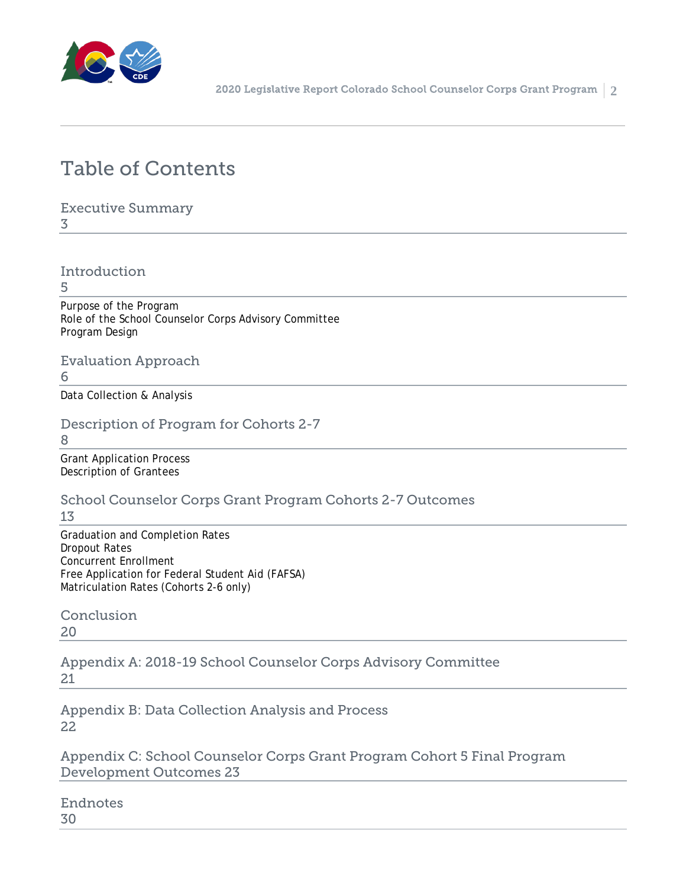# Table of Contents

## Executive Summary
3

## Introduction
5

Purpose of the Program
Role of the School Counselor Corps Advisory Committee
Program Design

## Evaluation Approach
6

Data Collection & Analysis

## Description of Program for Cohorts 2-7
8

Grant Application Process
Description of Grantees

## School Counselor Corps Grant Program Cohorts 2-7 Outcomes
13

Graduation and Completion Rates
Dropout Rates
Concurrent Enrollment
Free Application for Federal Student Aid (FAFSA)
Matriculation Rates (Cohorts 2-6 only)

## Conclusion
20

## Appendix A: 2018-19 School Counselor Corps Advisory Committee
21

## Appendix B: Data Collection Analysis and Process
22

## Appendix C: School Counselor Corps Grant Program Cohort 5 Final Program Development Outcomes 23

## Endnotes
30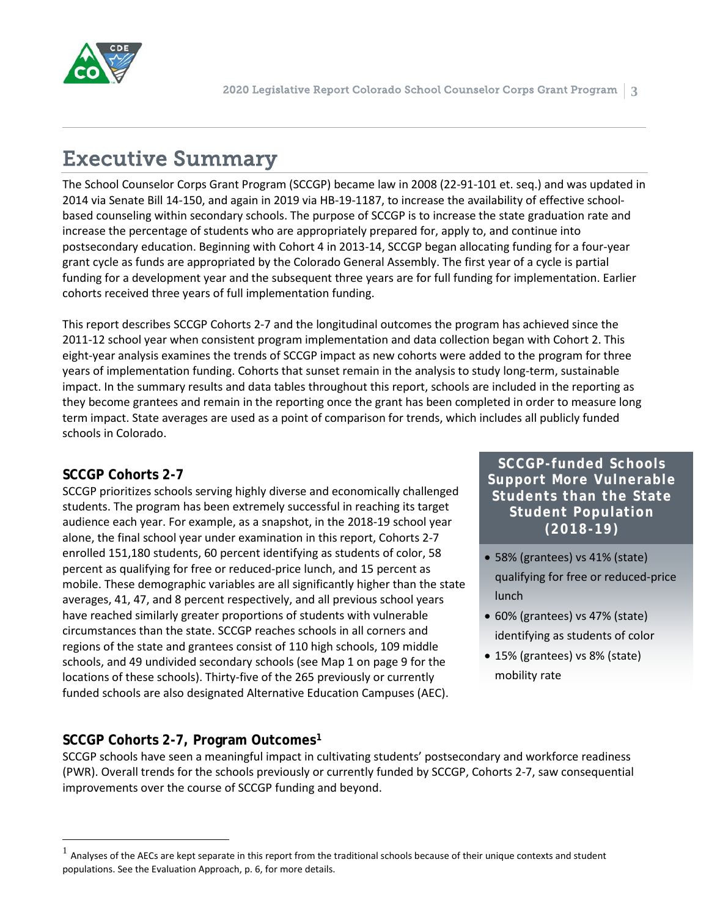# Executive Summary

The School Counselor Corps Grant Program (SCCGP) became law in 2008 (22-91-101 et. seq.) and was updated in 2014 via Senate Bill 14-150, and again in 2019 via HB-19-1187, to increase the availability of effective school-based counseling within secondary schools. The purpose of SCCGP is to increase the state graduation rate and increase the percentage of students who are appropriately prepared for, apply to, and continue into postsecondary education. Beginning with Cohort 4 in 2013-14, SCCGP began allocating funding for a four-year grant cycle as funds are appropriated by the Colorado General Assembly. The first year of a cycle is partial funding for a development year and the subsequent three years are for full funding for implementation. Earlier cohorts received three years of full implementation funding.

This report describes SCCGP Cohorts 2-7 and the longitudinal outcomes the program has achieved since the 2011-12 school year when consistent program implementation and data collection began with Cohort 2. This eight-year analysis examines the trends of SCCGP impact as new cohorts were added to the program for three years of implementation funding. Cohorts that sunset remain in the analysis to study long-term, sustainable impact. In the summary results and data tables throughout this report, schools are included in the reporting as they become grantees and remain in the reporting once the grant has been completed in order to measure long term impact. State averages are used as a point of comparison for trends, which includes all publicly funded schools in Colorado.

## SCCGP Cohorts 2-7

SCCGP prioritizes schools serving highly diverse and economically challenged students. The program has been extremely successful in reaching its target audience each year. For example, as a snapshot, in the 2018-19 school year alone, the final school year under examination in this report, Cohorts 2-7 enrolled 151,180 students, 60 percent identifying as students of color, 58 percent as qualifying for free or reduced-price lunch, and 15 percent as mobile. These demographic variables are all significantly higher than the state averages, 41, 47, and 8 percent respectively, and all previous school years have reached similarly greater proportions of students with vulnerable circumstances than the state. SCCGP reaches schools in all corners and regions of the state and grantees consist of 110 high schools, 109 middle schools, and 49 undivided secondary schools (see Map 1 on page 9 for the locations of these schools). Thirty-five of the 265 previously or currently funded schools are also designated Alternative Education Campuses (AEC).

**SCCGP-funded Schools Support More Vulnerable Students than the State Student Population (2018-19)**

- 58% (grantees) vs 41% (state) qualifying for free or reduced-price lunch
- 60% (grantees) vs 47% (state) identifying as students of color
- 15% (grantees) vs 8% (state) mobility rate

## SCCGP Cohorts 2-7, Program Outcomes[1]

SCCGP schools have seen a meaningful impact in cultivating students' postsecondary and workforce readiness (PWR). Overall trends for the schools previously or currently funded by SCCGP, Cohorts 2-7, saw consequential improvements over the course of SCCGP funding and beyond.

---

[1] Analyses of the AECs are kept separate in this report from the traditional schools because of their unique contexts and student populations. See the Evaluation Approach, p. 6, for more details.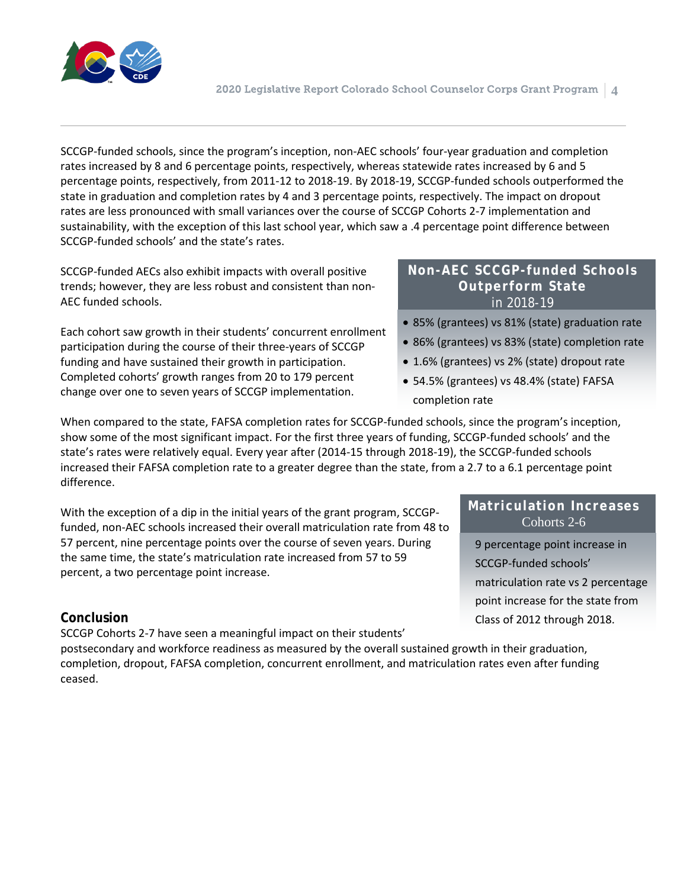SCCGP-funded schools, since the program's inception, non-AEC schools' four-year graduation and completion rates increased by 8 and 6 percentage points, respectively, whereas statewide rates increased by 6 and 5 percentage points, respectively, from 2011-12 to 2018-19. By 2018-19, SCCGP-funded schools outperformed the state in graduation and completion rates by 4 and 3 percentage points, respectively. The impact on dropout rates are less pronounced with small variances over the course of SCCGP Cohorts 2-7 implementation and sustainability, with the exception of this last school year, which saw a .4 percentage point difference between SCCGP-funded schools' and the state's rates.

SCCGP-funded AECs also exhibit impacts with overall positive trends; however, they are less robust and consistent than non-AEC funded schools.

Each cohort saw growth in their students' concurrent enrollment participation during the course of their three-years of SCCGP funding and have sustained their growth in participation. Completed cohorts' growth ranges from 20 to 179 percent change over one to seven years of SCCGP implementation.

**Non-AEC SCCGP-funded Schools Outperform State in 2018-19**

- 85% (grantees) vs 81% (state) graduation rate
- 86% (grantees) vs 83% (state) completion rate
- 1.6% (grantees) vs 2% (state) dropout rate
- 54.5% (grantees) vs 48.4% (state) FAFSA completion rate

When compared to the state, FAFSA completion rates for SCCGP-funded schools, since the program's inception, show some of the most significant impact. For the first three years of funding, SCCGP-funded schools' and the state's rates were relatively equal. Every year after (2014-15 through 2018-19), the SCCGP-funded schools increased their FAFSA completion rate to a greater degree than the state, from a 2.7 to a 6.1 percentage point difference.

With the exception of a dip in the initial years of the grant program, SCCGP-funded, non-AEC schools increased their overall matriculation rate from 48 to 57 percent, nine percentage points over the course of seven years. During the same time, the state's matriculation rate increased from 57 to 59 percent, a two percentage point increase.

**Matriculation Increases Cohorts 2-6**

9 percentage point increase in SCCGP-funded schools' matriculation rate vs 2 percentage point increase for the state from Class of 2012 through 2018.

## Conclusion

SCCGP Cohorts 2-7 have seen a meaningful impact on their students' postsecondary and workforce readiness as measured by the overall sustained growth in their graduation, completion, dropout, FAFSA completion, concurrent enrollment, and matriculation rates even after funding ceased.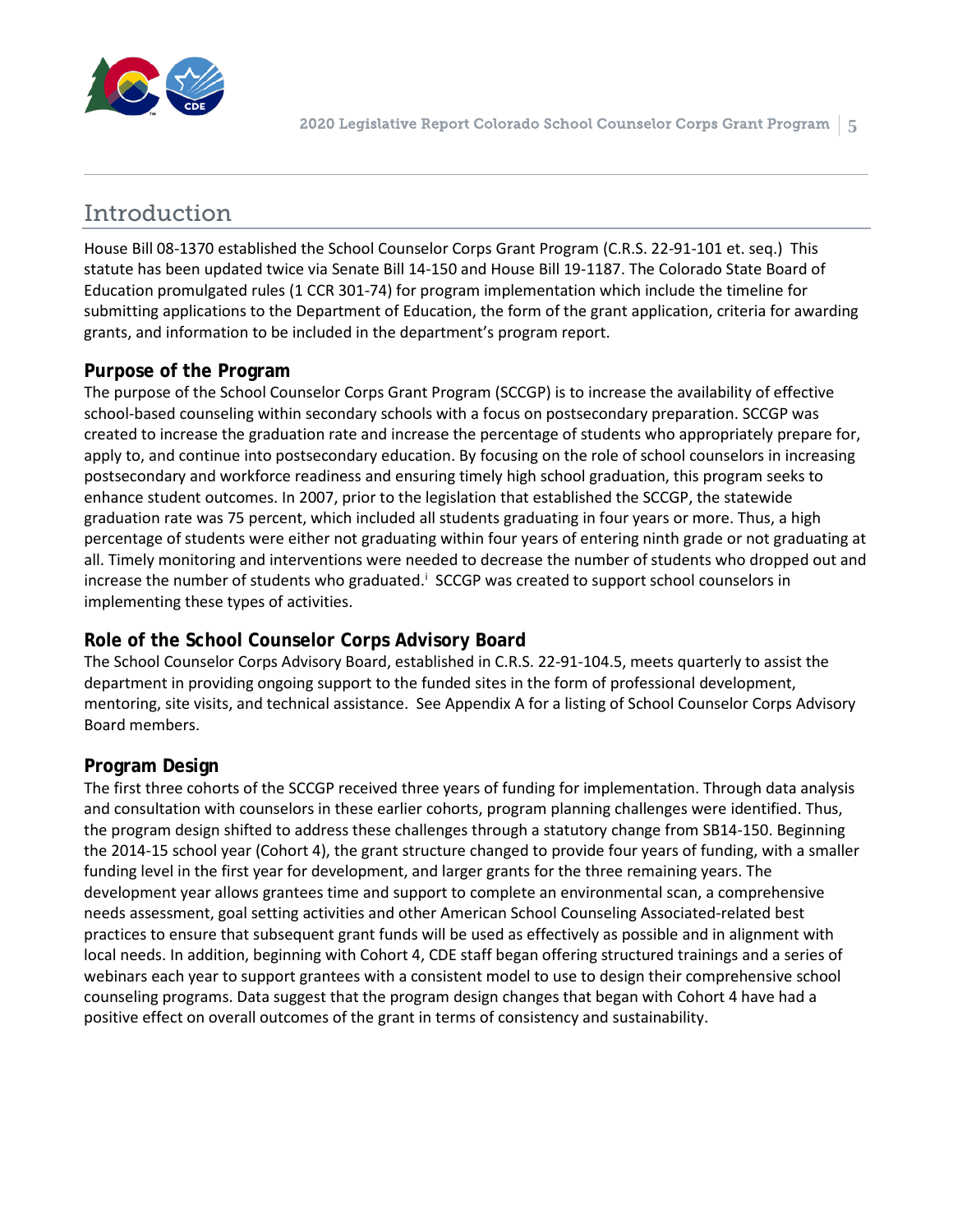# Introduction

House Bill 08-1370 established the School Counselor Corps Grant Program (C.R.S. 22-91-101 et. seq.) This statute has been updated twice via Senate Bill 14-150 and House Bill 19-1187. The Colorado State Board of Education promulgated rules (1 CCR 301-74) for program implementation which include the timeline for submitting applications to the Department of Education, the form of the grant application, criteria for awarding grants, and information to be included in the department's program report.

## Purpose of the Program

The purpose of the School Counselor Corps Grant Program (SCCGP) is to increase the availability of effective school-based counseling within secondary schools with a focus on postsecondary preparation. SCCGP was created to increase the graduation rate and increase the percentage of students who appropriately prepare for, apply to, and continue into postsecondary education. By focusing on the role of school counselors in increasing postsecondary and workforce readiness and ensuring timely high school graduation, this program seeks to enhance student outcomes. In 2007, prior to the legislation that established the SCCGP, the statewide graduation rate was 75 percent, which included all students graduating in four years or more. Thus, a high percentage of students were either not graduating within four years of entering ninth grade or not graduating at all. Timely monitoring and interventions were needed to decrease the number of students who dropped out and increase the number of students who graduated.[i] SCCGP was created to support school counselors in implementing these types of activities.

## Role of the School Counselor Corps Advisory Board

The School Counselor Corps Advisory Board, established in C.R.S. 22-91-104.5, meets quarterly to assist the department in providing ongoing support to the funded sites in the form of professional development, mentoring, site visits, and technical assistance. See Appendix A for a listing of School Counselor Corps Advisory Board members.

## Program Design

The first three cohorts of the SCCGP received three years of funding for implementation. Through data analysis and consultation with counselors in these earlier cohorts, program planning challenges were identified. Thus, the program design shifted to address these challenges through a statutory change from SB14-150. Beginning the 2014-15 school year (Cohort 4), the grant structure changed to provide four years of funding, with a smaller funding level in the first year for development, and larger grants for the three remaining years. The development year allows grantees time and support to complete an environmental scan, a comprehensive needs assessment, goal setting activities and other American School Counseling Associated-related best practices to ensure that subsequent grant funds will be used as effectively as possible and in alignment with local needs. In addition, beginning with Cohort 4, CDE staff began offering structured trainings and a series of webinars each year to support grantees with a consistent model to use to design their comprehensive school counseling programs. Data suggest that the program design changes that began with Cohort 4 have had a positive effect on overall outcomes of the grant in terms of consistency and sustainability.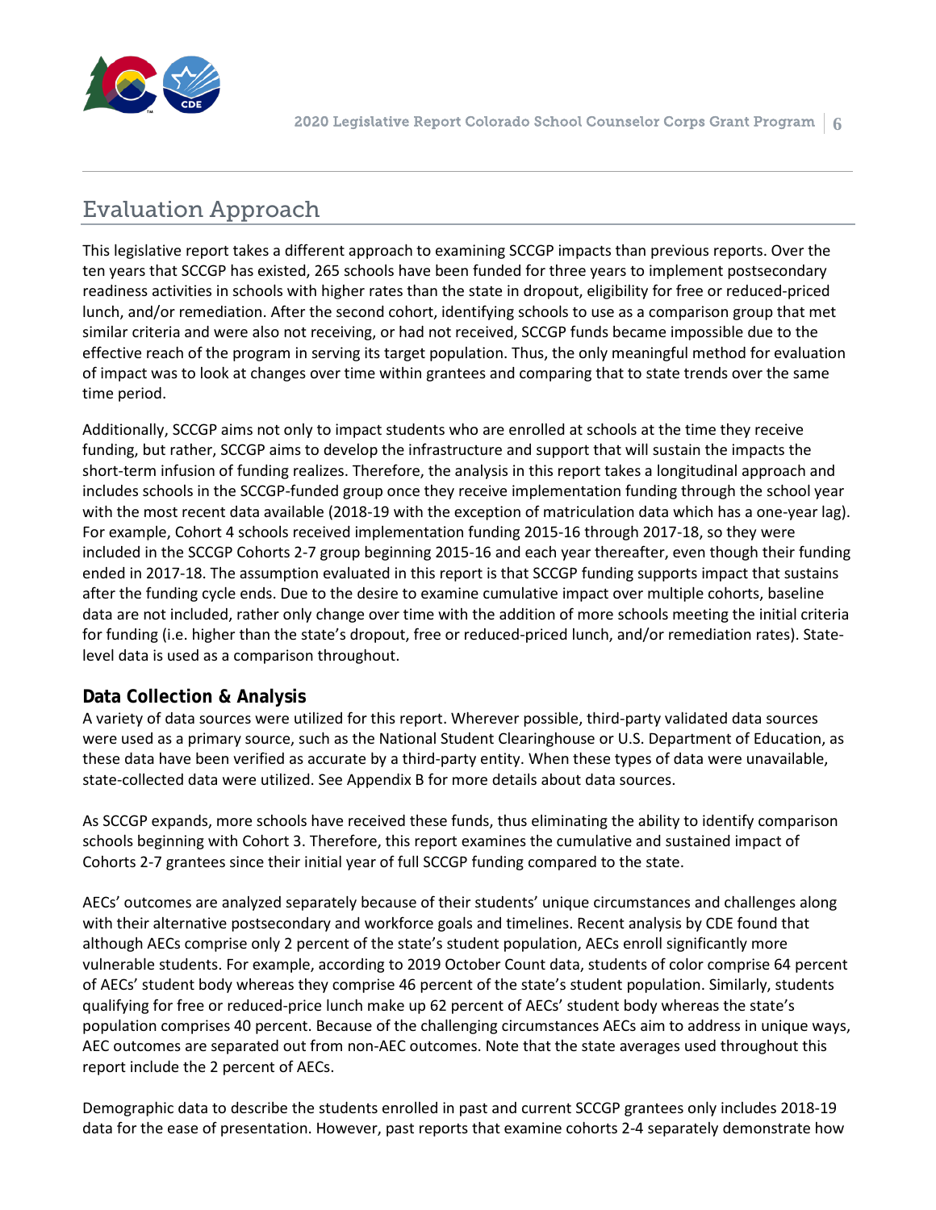## Evaluation Approach

This legislative report takes a different approach to examining SCCGP impacts than previous reports. Over the ten years that SCCGP has existed, 265 schools have been funded for three years to implement postsecondary readiness activities in schools with higher rates than the state in dropout, eligibility for free or reduced-priced lunch, and/or remediation. After the second cohort, identifying schools to use as a comparison group that met similar criteria and were also not receiving, or had not received, SCCGP funds became impossible due to the effective reach of the program in serving its target population. Thus, the only meaningful method for evaluation of impact was to look at changes over time within grantees and comparing that to state trends over the same time period.

Additionally, SCCGP aims not only to impact students who are enrolled at schools at the time they receive funding, but rather, SCCGP aims to develop the infrastructure and support that will sustain the impacts the short-term infusion of funding realizes. Therefore, the analysis in this report takes a longitudinal approach and includes schools in the SCCGP-funded group once they receive implementation funding through the school year with the most recent data available (2018-19 with the exception of matriculation data which has a one-year lag). For example, Cohort 4 schools received implementation funding 2015-16 through 2017-18, so they were included in the SCCGP Cohorts 2-7 group beginning 2015-16 and each year thereafter, even though their funding ended in 2017-18. The assumption evaluated in this report is that SCCGP funding supports impact that sustains after the funding cycle ends. Due to the desire to examine cumulative impact over multiple cohorts, baseline data are not included, rather only change over time with the addition of more schools meeting the initial criteria for funding (i.e. higher than the state's dropout, free or reduced-priced lunch, and/or remediation rates). State-level data is used as a comparison throughout.

### Data Collection & Analysis

A variety of data sources were utilized for this report. Wherever possible, third-party validated data sources were used as a primary source, such as the National Student Clearinghouse or U.S. Department of Education, as these data have been verified as accurate by a third-party entity. When these types of data were unavailable, state-collected data were utilized. See Appendix B for more details about data sources.

As SCCGP expands, more schools have received these funds, thus eliminating the ability to identify comparison schools beginning with Cohort 3. Therefore, this report examines the cumulative and sustained impact of Cohorts 2-7 grantees since their initial year of full SCCGP funding compared to the state.

AECs' outcomes are analyzed separately because of their students' unique circumstances and challenges along with their alternative postsecondary and workforce goals and timelines. Recent analysis by CDE found that although AECs comprise only 2 percent of the state's student population, AECs enroll significantly more vulnerable students. For example, according to 2019 October Count data, students of color comprise 64 percent of AECs' student body whereas they comprise 46 percent of the state's student population. Similarly, students qualifying for free or reduced-price lunch make up 62 percent of AECs' student body whereas the state's population comprises 40 percent. Because of the challenging circumstances AECs aim to address in unique ways, AEC outcomes are separated out from non-AEC outcomes. Note that the state averages used throughout this report include the 2 percent of AECs.

Demographic data to describe the students enrolled in past and current SCCGP grantees only includes 2018-19 data for the ease of presentation. However, past reports that examine cohorts 2-4 separately demonstrate how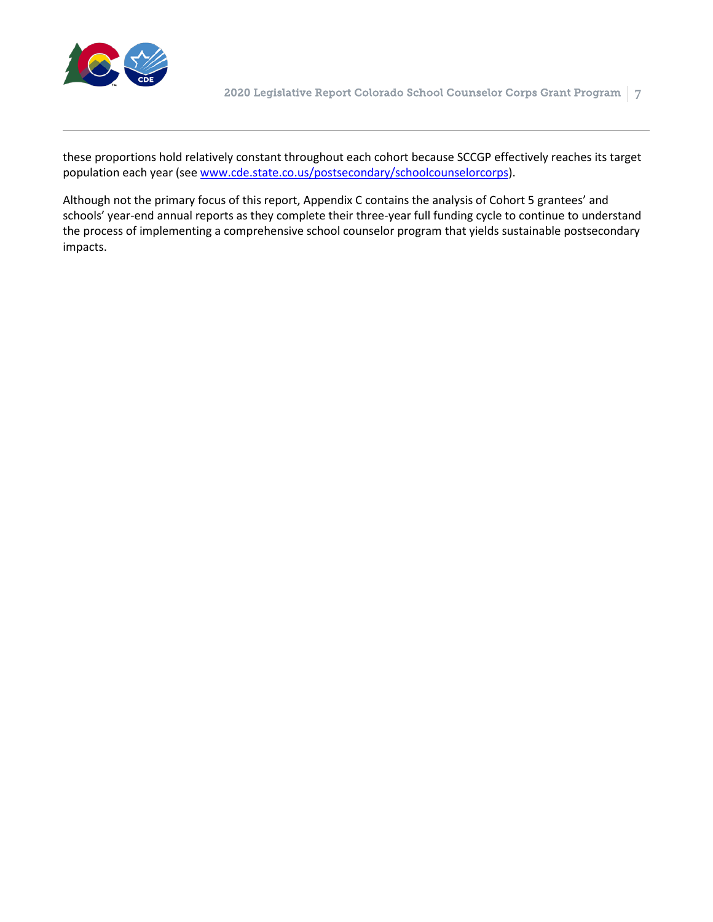these proportions hold relatively constant throughout each cohort because SCCGP effectively reaches its target population each year (see [www.cde.state.co.us/postsecondary/schoolcounselorcorps](www.cde.state.co.us/postsecondary/schoolcounselorcorps)).

Although not the primary focus of this report, Appendix C contains the analysis of Cohort 5 grantees' and schools' year-end annual reports as they complete their three-year full funding cycle to continue to understand the process of implementing a comprehensive school counselor program that yields sustainable postsecondary impacts.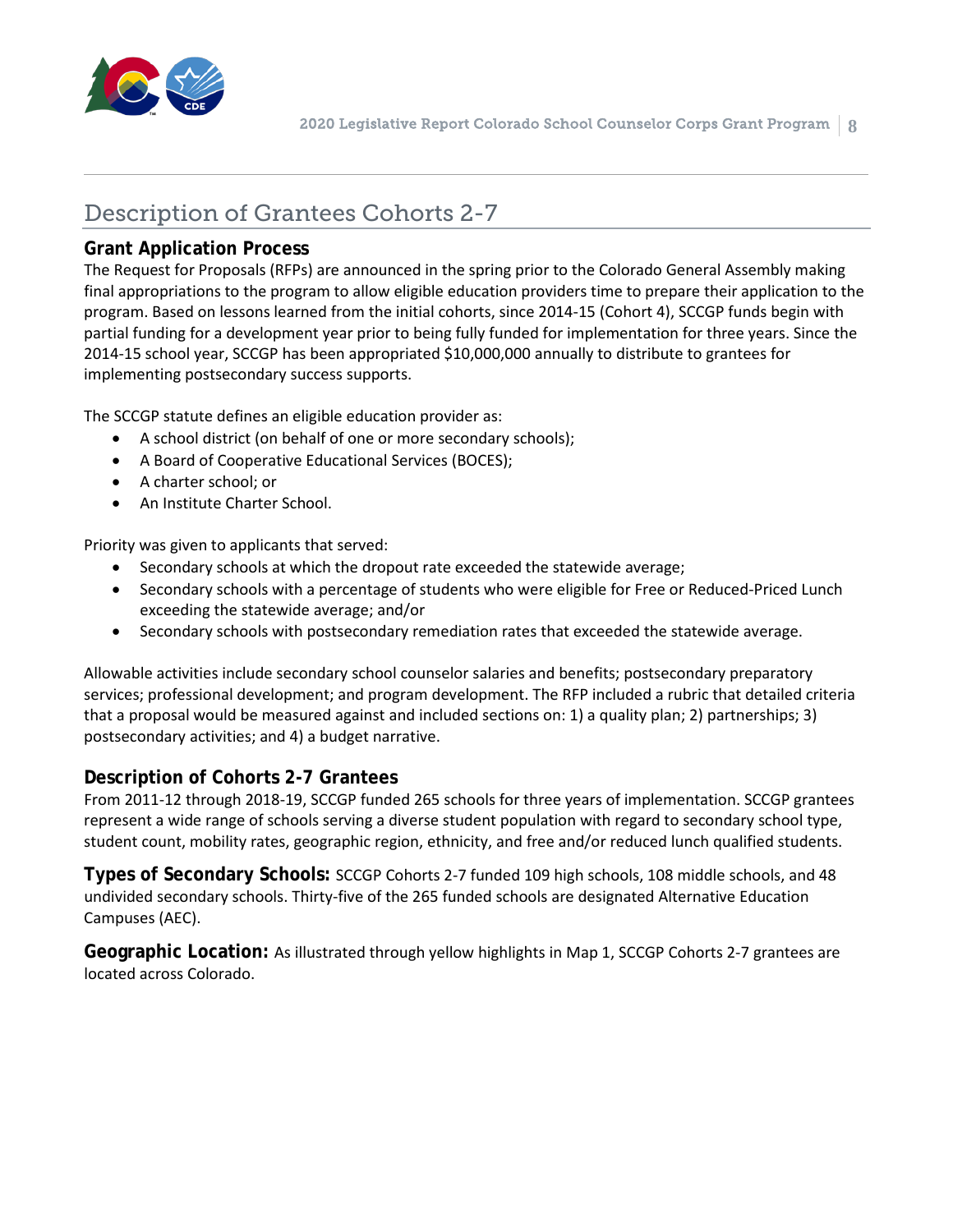## Description of Grantees Cohorts 2-7

### Grant Application Process

The Request for Proposals (RFPs) are announced in the spring prior to the Colorado General Assembly making final appropriations to the program to allow eligible education providers time to prepare their application to the program. Based on lessons learned from the initial cohorts, since 2014-15 (Cohort 4), SCCGP funds begin with partial funding for a development year prior to being fully funded for implementation for three years. Since the 2014-15 school year, SCCGP has been appropriated $10,000,000 annually to distribute to grantees for implementing postsecondary success supports.

The SCCGP statute defines an eligible education provider as:

- A school district (on behalf of one or more secondary schools);
- A Board of Cooperative Educational Services (BOCES);
- A charter school; or
- An Institute Charter School.

Priority was given to applicants that served:

- Secondary schools at which the dropout rate exceeded the statewide average;
- Secondary schools with a percentage of students who were eligible for Free or Reduced-Priced Lunch exceeding the statewide average; and/or
- Secondary schools with postsecondary remediation rates that exceeded the statewide average.

Allowable activities include secondary school counselor salaries and benefits; postsecondary preparatory services; professional development; and program development. The RFP included a rubric that detailed criteria that a proposal would be measured against and included sections on: 1) a quality plan; 2) partnerships; 3) postsecondary activities; and 4) a budget narrative.

### Description of Cohorts 2-7 Grantees

From 2011-12 through 2018-19, SCCGP funded 265 schools for three years of implementation. SCCGP grantees represent a wide range of schools serving a diverse student population with regard to secondary school type, student count, mobility rates, geographic region, ethnicity, and free and/or reduced lunch qualified students.

**Types of Secondary Schools:** SCCGP Cohorts 2-7 funded 109 high schools, 108 middle schools, and 48 undivided secondary schools. Thirty-five of the 265 funded schools are designated Alternative Education Campuses (AEC).

**Geographic Location:** As illustrated through yellow highlights in Map 1, SCCGP Cohorts 2-7 grantees are located across Colorado.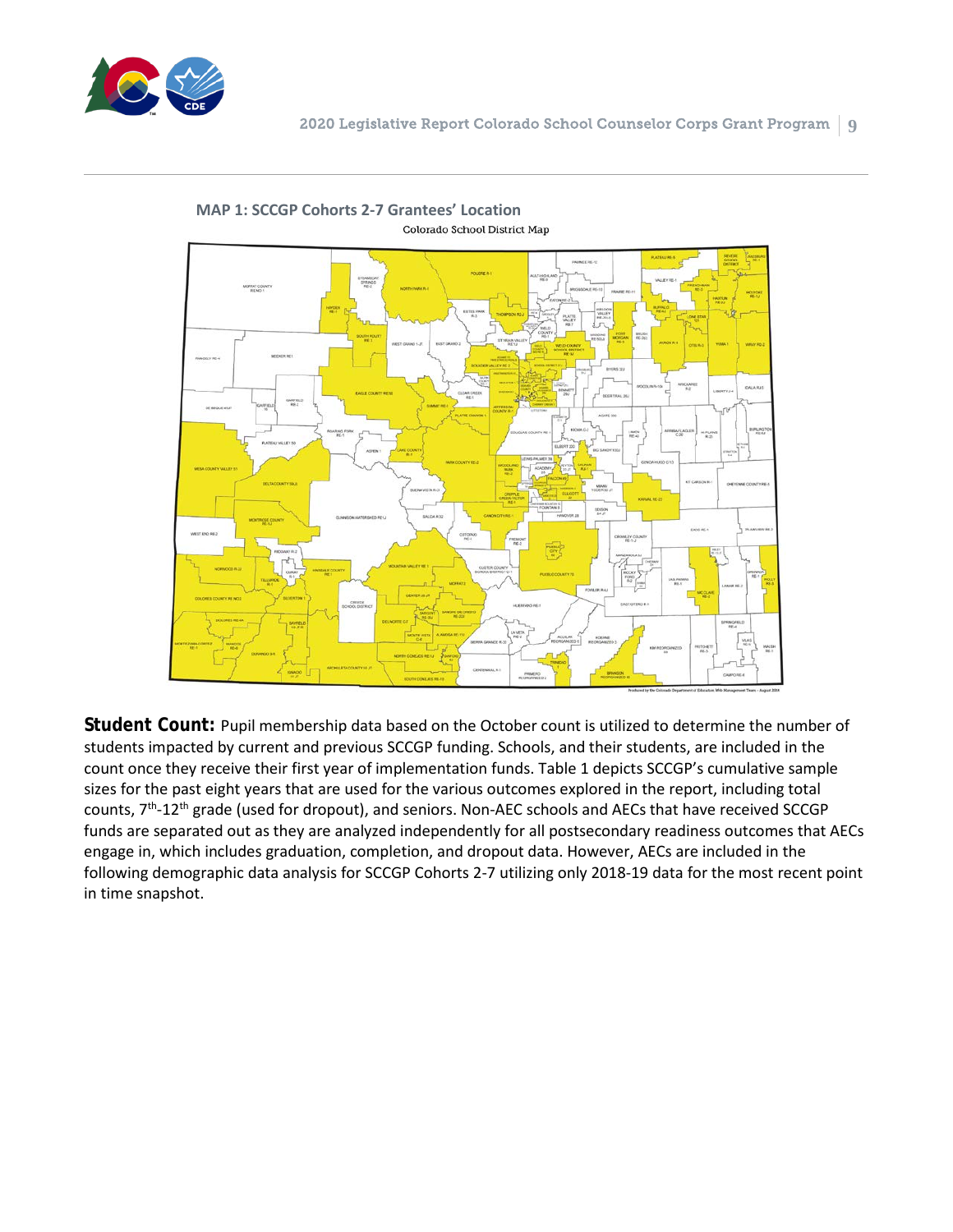**MAP 1: SCCGP Cohorts 2-7 Grantees' Location**

**Student Count:** Pupil membership data based on the October count is utilized to determine the number of students impacted by current and previous SCCGP funding. Schools, and their students, are included in the count once they receive their first year of implementation funds. Table 1 depicts SCCGP's cumulative sample sizes for the past eight years that are used for the various outcomes explored in the report, including total counts, 7th-12th grade (used for dropout), and seniors. Non-AEC schools and AECs that have received SCCGP funds are separated out as they are analyzed independently for all postsecondary readiness outcomes that AECs engage in, which includes graduation, completion, and dropout data. However, AECs are included in the following demographic data analysis for SCCGP Cohorts 2-7 utilizing only 2018-19 data for the most recent point in time snapshot.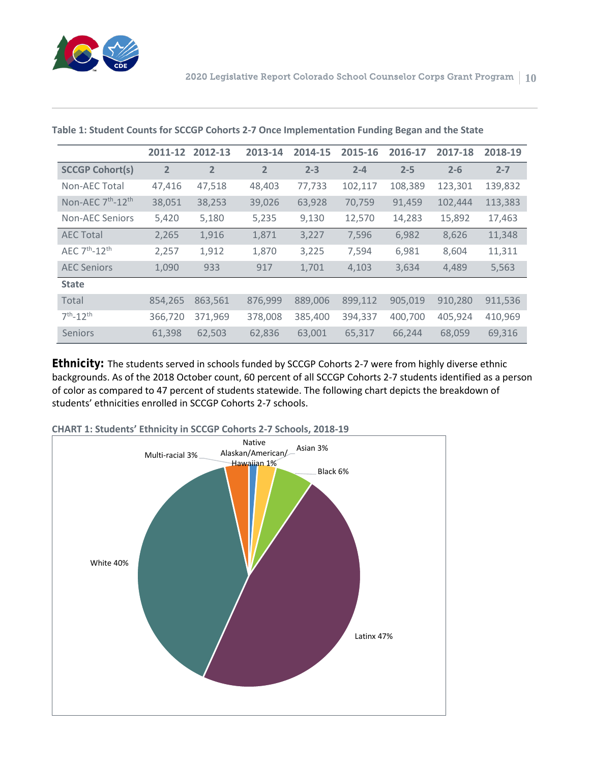**Table 1: Student Counts for SCCGP Cohorts 2-7 Once Implementation Funding Began and the State**

| | 2011-12 | 2012-13 | 2013-14 | 2014-15 | 2015-16 | 2016-17 | 2017-18 | 2018-19 |
|---|---|---|---|---|---|---|---|---|
| **SCCGP Cohort(s)** | **2** | **2** | **2** | **2-3** | **2-4** | **2-5** | **2-6** | **2-7** |
| Non-AEC Total | 47,416 | 47,518 | 48,403 | 77,733 | 102,117 | 108,389 | 123,301 | 139,832 |
| Non-AEC 7th-12th | 38,051 | 38,253 | 39,026 | 63,928 | 70,759 | 91,459 | 102,444 | 113,383 |
| Non-AEC Seniors | 5,420 | 5,180 | 5,235 | 9,130 | 12,570 | 14,283 | 15,892 | 17,463 |
| AEC Total | 2,265 | 1,916 | 1,871 | 3,227 | 7,596 | 6,982 | 8,626 | 11,348 |
| AEC 7th-12th | 2,257 | 1,912 | 1,870 | 3,225 | 7,594 | 6,981 | 8,604 | 11,311 |
| AEC Seniors | 1,090 | 933 | 917 | 1,701 | 4,103 | 3,634 | 4,489 | 5,563 |
| **State** | | | | | | | | |
| Total | 854,265 | 863,561 | 876,999 | 889,006 | 899,112 | 905,019 | 910,280 | 911,536 |
| 7th-12th | 366,720 | 371,969 | 378,008 | 385,400 | 394,337 | 400,700 | 405,924 | 410,969 |
| Seniors | 61,398 | 62,503 | 62,836 | 63,001 | 65,317 | 66,244 | 68,059 | 69,316 |

**Ethnicity:** The students served in schools funded by SCCGP Cohorts 2-7 were from highly diverse ethnic backgrounds. As of the 2018 October count, 60 percent of all SCCGP Cohorts 2-7 students identified as a person of color as compared to 47 percent of students statewide. The following chart depicts the breakdown of students' ethnicities enrolled in SCCGP Cohorts 2-7 schools.

**CHART 1: Students' Ethnicity in SCCGP Cohorts 2-7 Schools, 2018-19**

Multi-racial 3%
Native Alaskan/American/Hawaiian 1%
Asian 3%
Black 6%
Latinx 47%
White 40%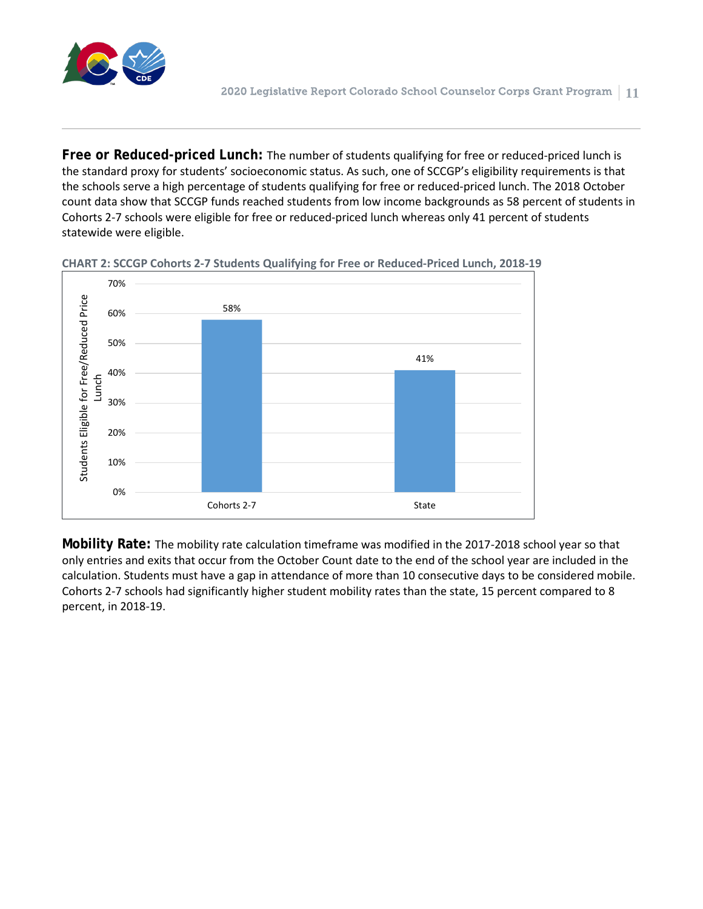**Free or Reduced-priced Lunch:** The number of students qualifying for free or reduced-priced lunch is the standard proxy for students' socioeconomic status. As such, one of SCCGP's eligibility requirements is that the schools serve a high percentage of students qualifying for free or reduced-priced lunch. The 2018 October count data show that SCCGP funds reached students from low income backgrounds as 58 percent of students in Cohorts 2-7 schools were eligible for free or reduced-priced lunch whereas only 41 percent of students statewide were eligible.

**CHART 2: SCCGP Cohorts 2-7 Students Qualifying for Free or Reduced-Priced Lunch, 2018-19**

| | Students Eligible for Free/Reduced Price Lunch |
|---|---|
| Cohorts 2-7 | 58% |
| State | 41% |

**Mobility Rate:** The mobility rate calculation timeframe was modified in the 2017-2018 school year so that only entries and exits that occur from the October Count date to the end of the school year are included in the calculation. Students must have a gap in attendance of more than 10 consecutive days to be considered mobile. Cohorts 2-7 schools had significantly higher student mobility rates than the state, 15 percent compared to 8 percent, in 2018-19.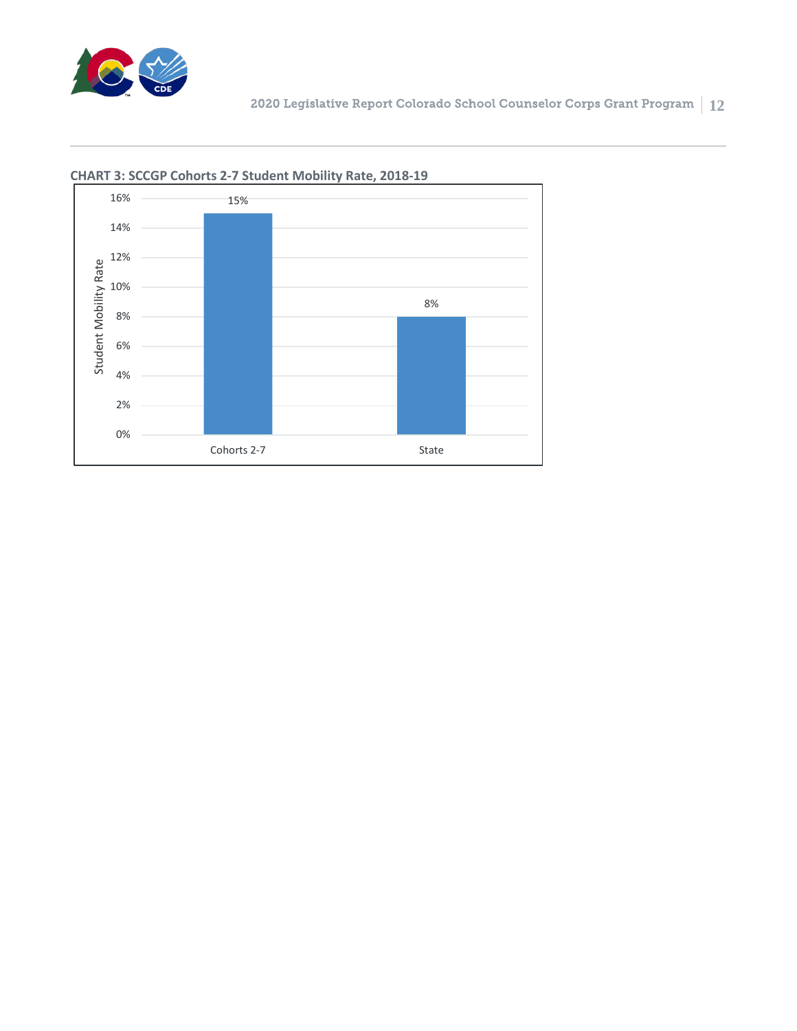**CHART 3: SCCGP Cohorts 2-7 Student Mobility Rate, 2018-19**

| | Student Mobility Rate |
|---|---|
| Cohorts 2-7 | 15% |
| State | 8% |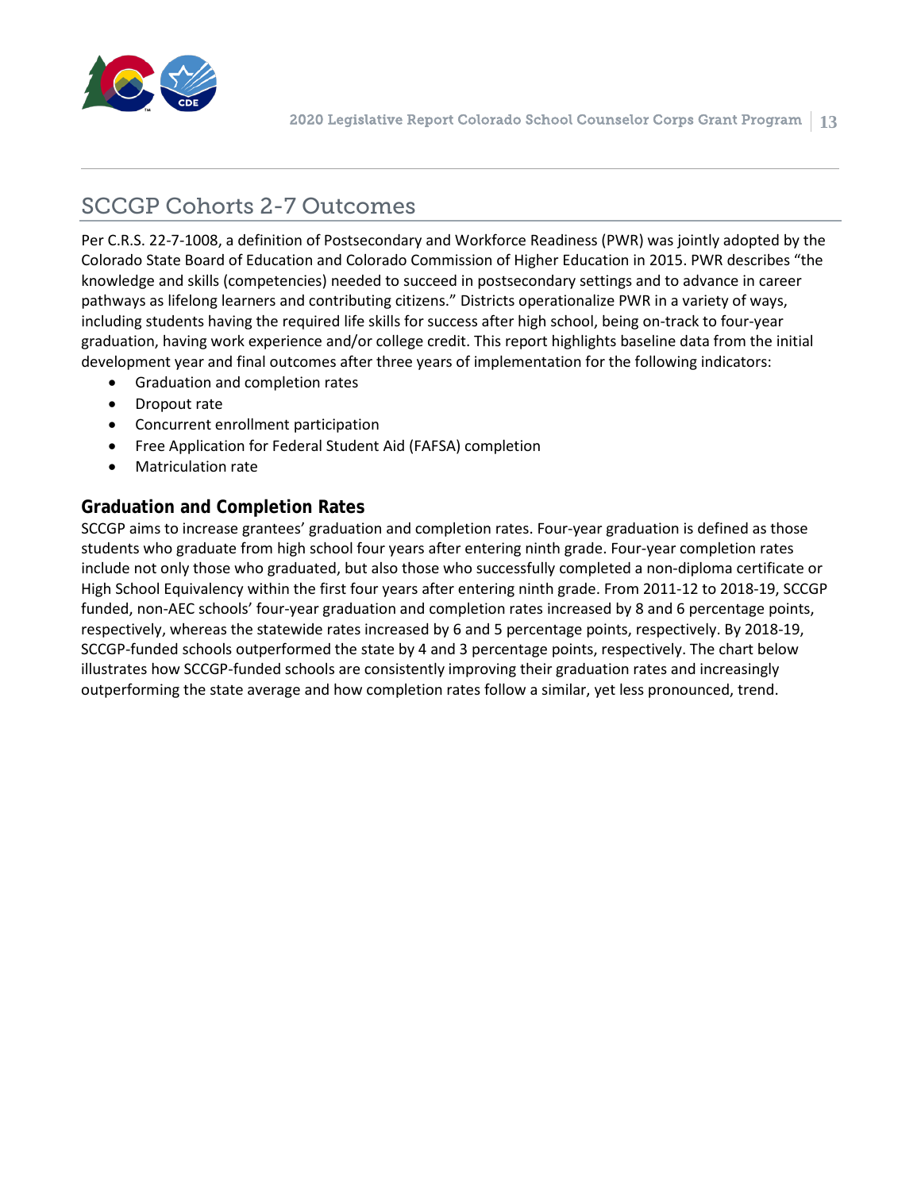## SCCGP Cohorts 2-7 Outcomes

Per C.R.S. 22-7-1008, a definition of Postsecondary and Workforce Readiness (PWR) was jointly adopted by the Colorado State Board of Education and Colorado Commission of Higher Education in 2015. PWR describes "the knowledge and skills (competencies) needed to succeed in postsecondary settings and to advance in career pathways as lifelong learners and contributing citizens." Districts operationalize PWR in a variety of ways, including students having the required life skills for success after high school, being on-track to four-year graduation, having work experience and/or college credit. This report highlights baseline data from the initial development year and final outcomes after three years of implementation for the following indicators:

- Graduation and completion rates
- Dropout rate
- Concurrent enrollment participation
- Free Application for Federal Student Aid (FAFSA) completion
- Matriculation rate

### Graduation and Completion Rates

SCCGP aims to increase grantees' graduation and completion rates. Four-year graduation is defined as those students who graduate from high school four years after entering ninth grade. Four-year completion rates include not only those who graduated, but also those who successfully completed a non-diploma certificate or High School Equivalency within the first four years after entering ninth grade. From 2011-12 to 2018-19, SCCGP funded, non-AEC schools' four-year graduation and completion rates increased by 8 and 6 percentage points, respectively, whereas the statewide rates increased by 6 and 5 percentage points, respectively. By 2018-19, SCCGP-funded schools outperformed the state by 4 and 3 percentage points, respectively. The chart below illustrates how SCCGP-funded schools are consistently improving their graduation rates and increasingly outperforming the state average and how completion rates follow a similar, yet less pronounced, trend.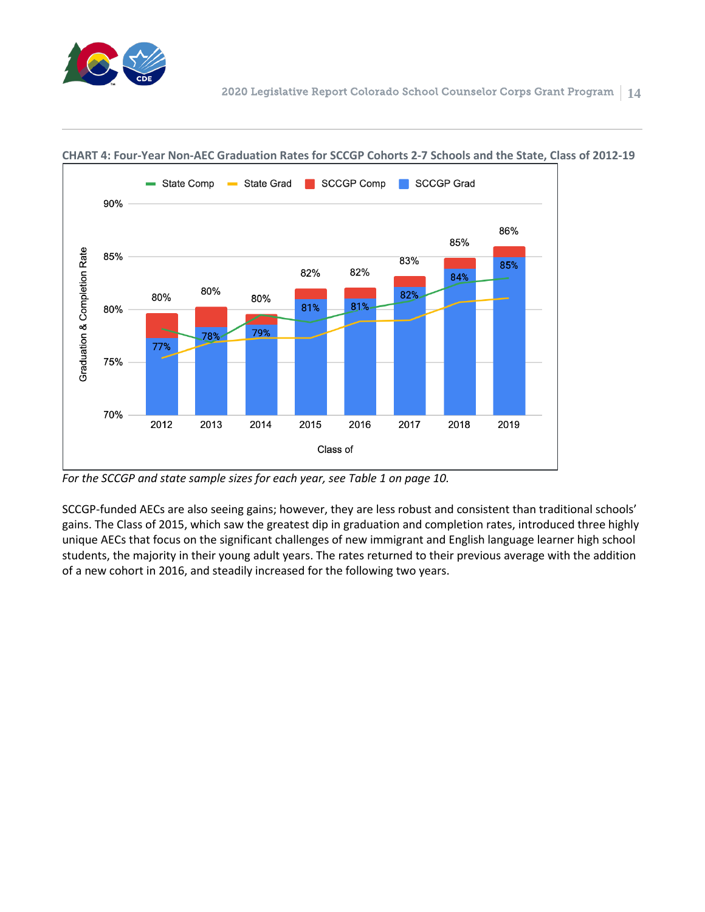**CHART 4: Four-Year Non-AEC Graduation Rates for SCCGP Cohorts 2-7 Schools and the State, Class of 2012-19**

| Class of | SCCGP Grad | SCCGP Comp |
|---|---|---|
| 2012 | 77% | 80% |
| 2013 | 78% | 80% |
| 2014 | 79% | 80% |
| 2015 | 81% | 82% |
| 2016 | 81% | 82% |
| 2017 | 82% | 83% |
| 2018 | 84% | 85% |
| 2019 | 85% | 86% |

*For the SCCGP and state sample sizes for each year, see Table 1 on page 10.*

SCCGP-funded AECs are also seeing gains; however, they are less robust and consistent than traditional schools' gains. The Class of 2015, which saw the greatest dip in graduation and completion rates, introduced three highly unique AECs that focus on the significant challenges of new immigrant and English language learner high school students, the majority in their young adult years. The rates returned to their previous average with the addition of a new cohort in 2016, and steadily increased for the following two years.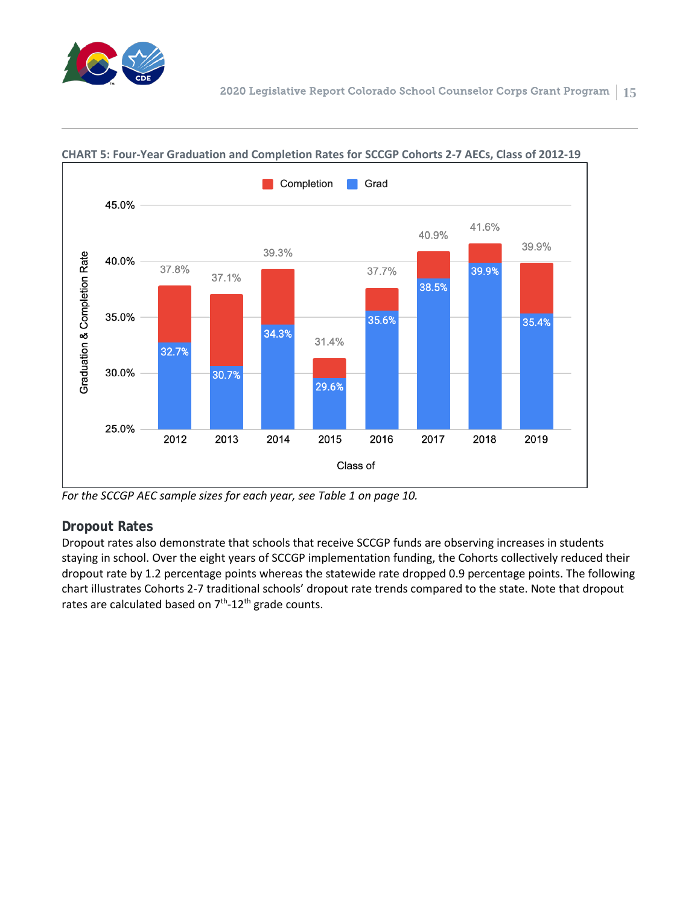**CHART 5: Four-Year Graduation and Completion Rates for SCCGP Cohorts 2-7 AECs, Class of 2012-19**

| Class of | Grad | Completion |
|---|---|---|
| 2012 | 32.7% | 37.8% |
| 2013 | 30.7% | 37.1% |
| 2014 | 34.3% | 39.3% |
| 2015 | 29.6% | 31.4% |
| 2016 | 35.6% | 37.7% |
| 2017 | 38.5% | 40.9% |
| 2018 | 39.9% | 41.6% |
| 2019 | 35.4% | 39.9% |

*For the SCCGP AEC sample sizes for each year, see Table 1 on page 10.*

## Dropout Rates

Dropout rates also demonstrate that schools that receive SCCGP funds are observing increases in students staying in school. Over the eight years of SCCGP implementation funding, the Cohorts collectively reduced their dropout rate by 1.2 percentage points whereas the statewide rate dropped 0.9 percentage points. The following chart illustrates Cohorts 2-7 traditional schools' dropout rate trends compared to the state. Note that dropout rates are calculated based on 7th-12th grade counts.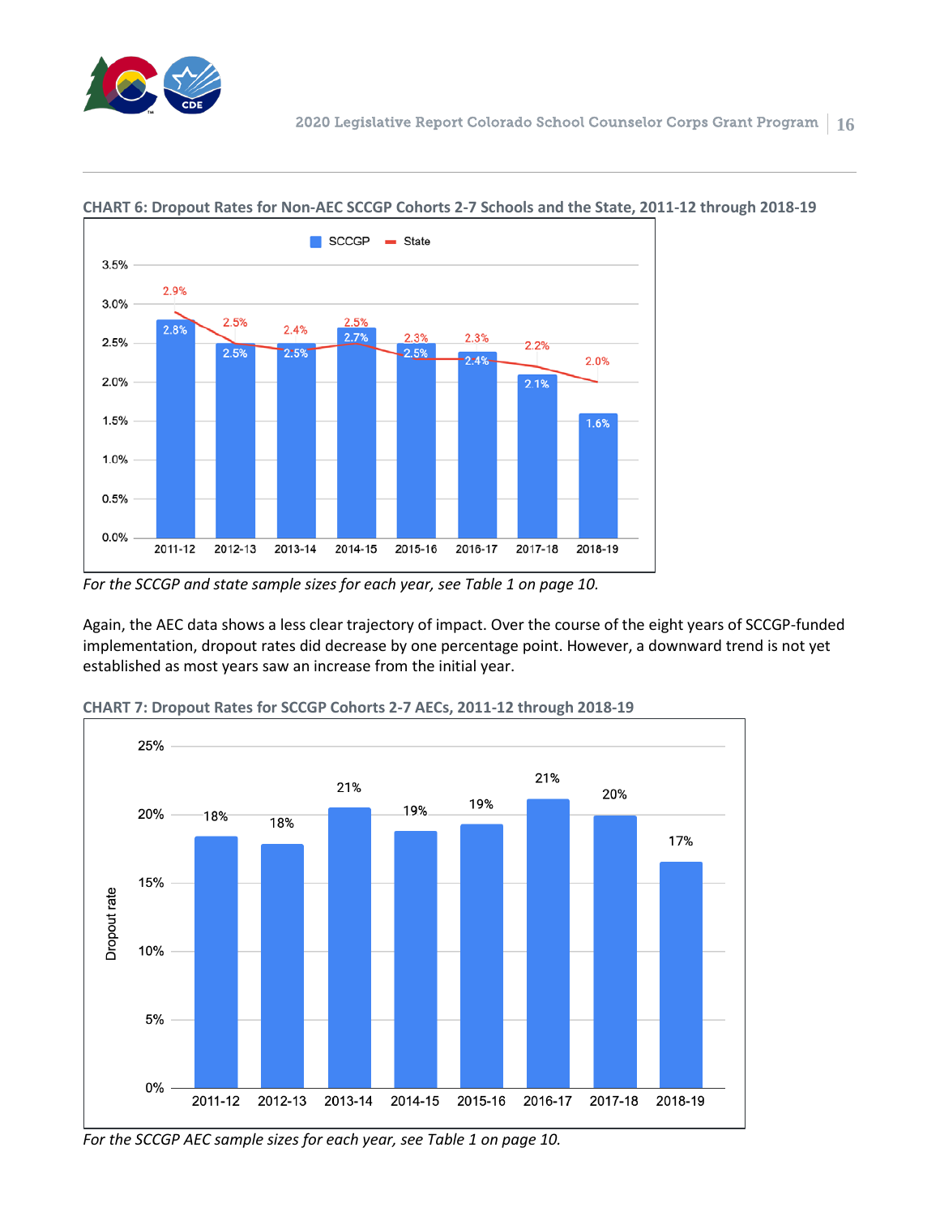**CHART 6: Dropout Rates for Non-AEC SCCGP Cohorts 2-7 Schools and the State, 2011-12 through 2018-19**

| Year | SCCGP | State |
|---|---|---|
| 2011-12 | 2.8% | 2.9% |
| 2012-13 | 2.5% | 2.5% |
| 2013-14 | 2.5% | 2.4% |
| 2014-15 | 2.7% | 2.5% |
| 2015-16 | 2.5% | 2.3% |
| 2016-17 | 2.4% | 2.3% |
| 2017-18 | 2.1% | 2.2% |
| 2018-19 | 1.6% | 2.0% |

*For the SCCGP and state sample sizes for each year, see Table 1 on page 10.*

Again, the AEC data shows a less clear trajectory of impact. Over the course of the eight years of SCCGP-funded implementation, dropout rates did decrease by one percentage point. However, a downward trend is not yet established as most years saw an increase from the initial year.

**CHART 7: Dropout Rates for SCCGP Cohorts 2-7 AECs, 2011-12 through 2018-19**

| Year | Dropout rate |
|---|---|
| 2011-12 | 18% |
| 2012-13 | 18% |
| 2013-14 | 21% |
| 2014-15 | 19% |
| 2015-16 | 19% |
| 2016-17 | 21% |
| 2017-18 | 20% |
| 2018-19 | 17% |

*For the SCCGP AEC sample sizes for each year, see Table 1 on page 10.*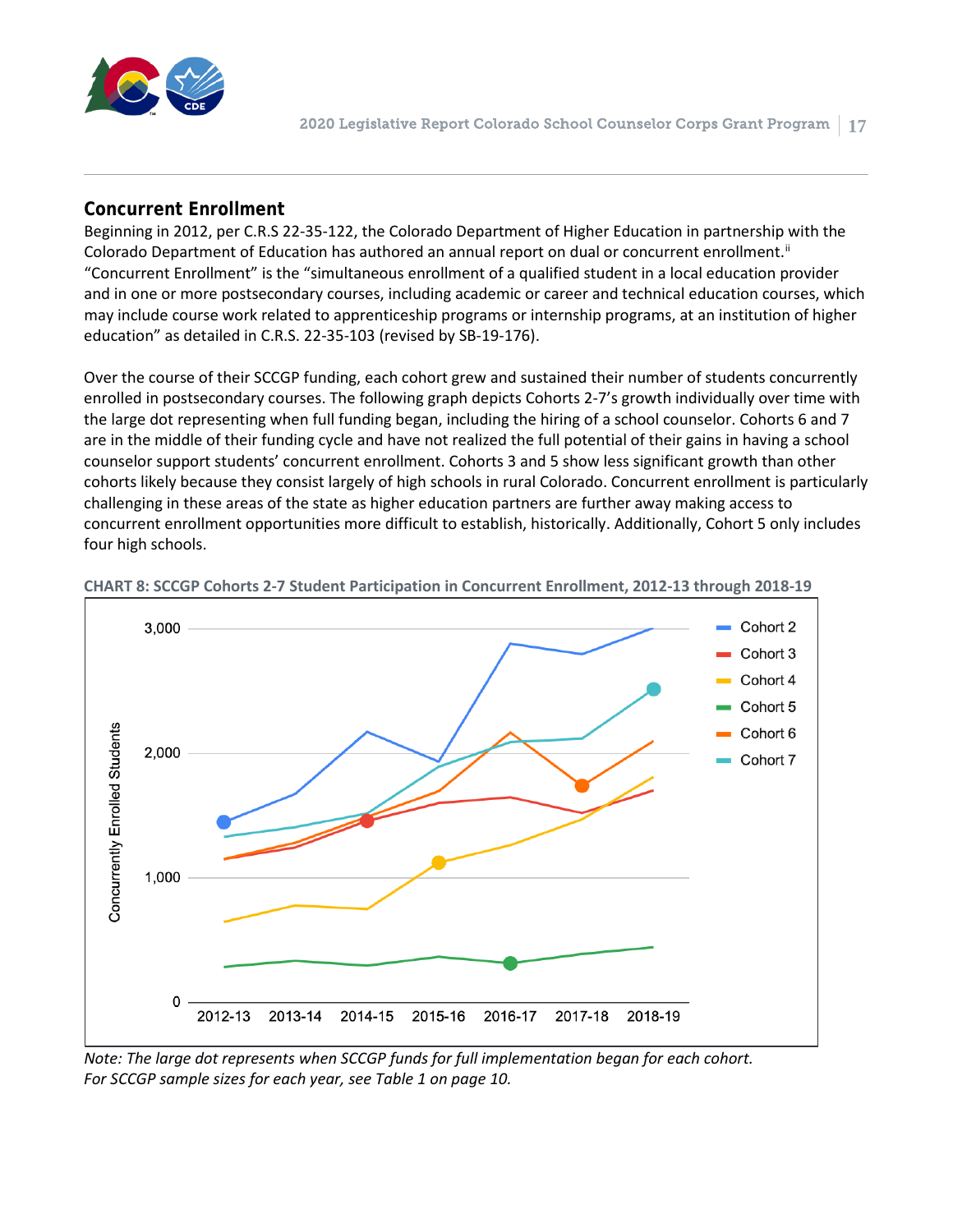## Concurrent Enrollment

Beginning in 2012, per C.R.S 22-35-122, the Colorado Department of Higher Education in partnership with the Colorado Department of Education has authored an annual report on dual or concurrent enrollment.[ii] "Concurrent Enrollment" is the "simultaneous enrollment of a qualified student in a local education provider and in one or more postsecondary courses, including academic or career and technical education courses, which may include course work related to apprenticeship programs or internship programs, at an institution of higher education" as detailed in C.R.S. 22-35-103 (revised by SB-19-176).

Over the course of their SCCGP funding, each cohort grew and sustained their number of students concurrently enrolled in postsecondary courses. The following graph depicts Cohorts 2-7's growth individually over time with the large dot representing when full funding began, including the hiring of a school counselor. Cohorts 6 and 7 are in the middle of their funding cycle and have not realized the full potential of their gains in having a school counselor support students' concurrent enrollment. Cohorts 3 and 5 show less significant growth than other cohorts likely because they consist largely of high schools in rural Colorado. Concurrent enrollment is particularly challenging in these areas of the state as higher education partners are further away making access to concurrent enrollment opportunities more difficult to establish, historically. Additionally, Cohort 5 only includes four high schools.

**CHART 8: SCCGP Cohorts 2-7 Student Participation in Concurrent Enrollment, 2012-13 through 2018-19**

*Note: The large dot represents when SCCGP funds for full implementation began for each cohort. For SCCGP sample sizes for each year, see Table 1 on page 10.*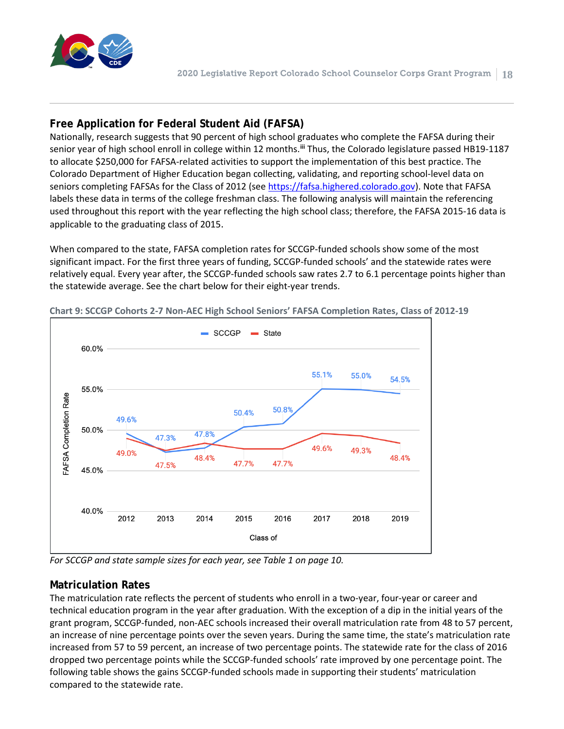## Free Application for Federal Student Aid (FAFSA)

Nationally, research suggests that 90 percent of high school graduates who complete the FAFSA during their senior year of high school enroll in college within 12 months.[iii] Thus, the Colorado legislature passed HB19-1187 to allocate $250,000 for FAFSA-related activities to support the implementation of this best practice. The Colorado Department of Higher Education began collecting, validating, and reporting school-level data on seniors completing FAFSAs for the Class of 2012 (see https://fafsa.highered.colorado.gov). Note that FAFSA labels these data in terms of the college freshman class. The following analysis will maintain the referencing used throughout this report with the year reflecting the high school class; therefore, the FAFSA 2015-16 data is applicable to the graduating class of 2015.

When compared to the state, FAFSA completion rates for SCCGP-funded schools show some of the most significant impact. For the first three years of funding, SCCGP-funded schools' and the statewide rates were relatively equal. Every year after, the SCCGP-funded schools saw rates 2.7 to 6.1 percentage points higher than the statewide average. See the chart below for their eight-year trends.

**Chart 9: SCCGP Cohorts 2-7 Non-AEC High School Seniors' FAFSA Completion Rates, Class of 2012-19**

| Class of | SCCGP | State |
|---|---|---|
| 2012 | 49.6% | 49.0% |
| 2013 | 47.3% | 47.5% |
| 2014 | 47.8% | 48.4% |
| 2015 | 50.4% | 47.7% |
| 2016 | 50.8% | 47.7% |
| 2017 | 55.1% | 49.6% |
| 2018 | 55.0% | 49.3% |
| 2019 | 54.5% | 48.4% |

*For SCCGP and state sample sizes for each year, see Table 1 on page 10.*

## Matriculation Rates

The matriculation rate reflects the percent of students who enroll in a two-year, four-year or career and technical education program in the year after graduation. With the exception of a dip in the initial years of the grant program, SCCGP-funded, non-AEC schools increased their overall matriculation rate from 48 to 57 percent, an increase of nine percentage points over the seven years. During the same time, the state's matriculation rate increased from 57 to 59 percent, an increase of two percentage points. The statewide rate for the class of 2016 dropped two percentage points while the SCCGP-funded schools' rate improved by one percentage point. The following table shows the gains SCCGP-funded schools made in supporting their students' matriculation compared to the statewide rate.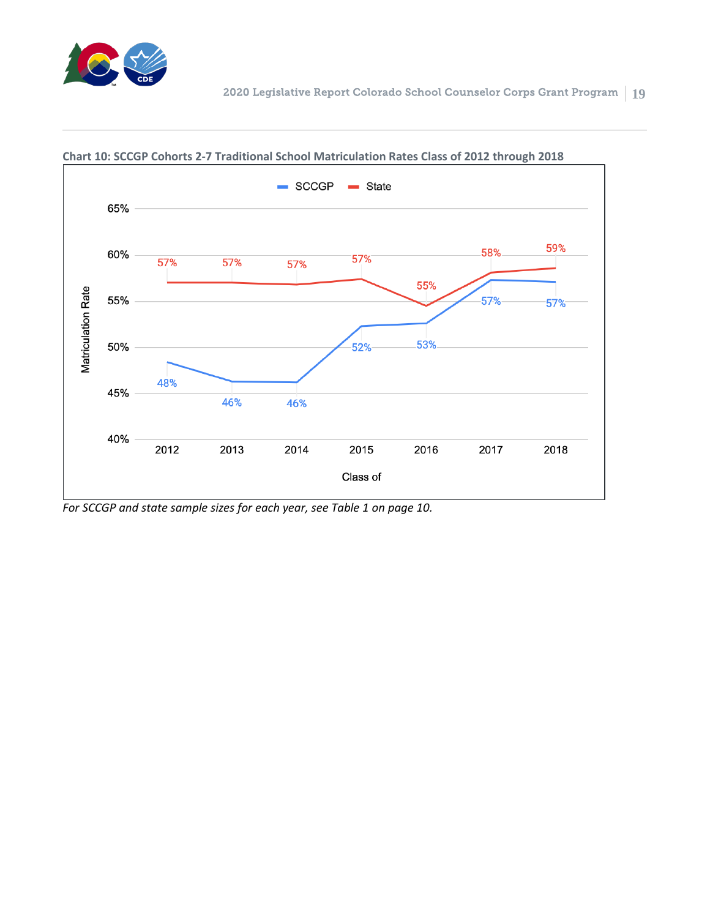**Chart 10: SCCGP Cohorts 2-7 Traditional School Matriculation Rates Class of 2012 through 2018**

| Class of | SCCGP | State |
|---|---|---|
| 2012 | 48% | 57% |
| 2013 | 46% | 57% |
| 2014 | 46% | 57% |
| 2015 | 52% | 57% |
| 2016 | 53% | 55% |
| 2017 | 57% | 58% |
| 2018 | 57% | 59% |

*For SCCGP and state sample sizes for each year, see Table 1 on page 10.*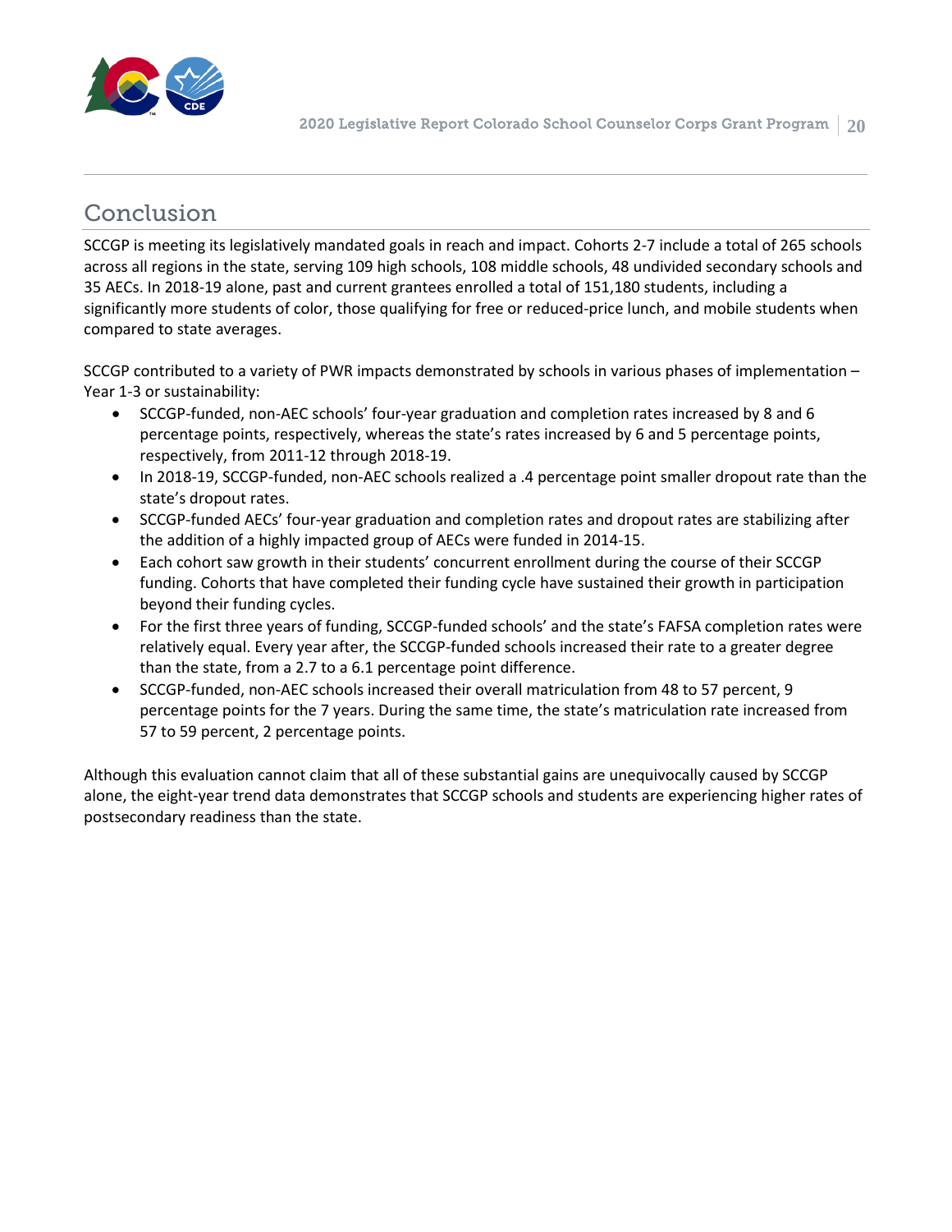## Conclusion

SCCGP is meeting its legislatively mandated goals in reach and impact. Cohorts 2-7 include a total of 265 schools across all regions in the state, serving 109 high schools, 108 middle schools, 48 undivided secondary schools and 35 AECs. In 2018-19 alone, past and current grantees enrolled a total of 151,180 students, including a significantly more students of color, those qualifying for free or reduced-price lunch, and mobile students when compared to state averages.

SCCGP contributed to a variety of PWR impacts demonstrated by schools in various phases of implementation – Year 1-3 or sustainability:

- SCCGP-funded, non-AEC schools' four-year graduation and completion rates increased by 8 and 6 percentage points, respectively, whereas the state's rates increased by 6 and 5 percentage points, respectively, from 2011-12 through 2018-19.
- In 2018-19, SCCGP-funded, non-AEC schools realized a .4 percentage point smaller dropout rate than the state's dropout rates.
- SCCGP-funded AECs' four-year graduation and completion rates and dropout rates are stabilizing after the addition of a highly impacted group of AECs were funded in 2014-15.
- Each cohort saw growth in their students' concurrent enrollment during the course of their SCCGP funding. Cohorts that have completed their funding cycle have sustained their growth in participation beyond their funding cycles.
- For the first three years of funding, SCCGP-funded schools' and the state's FAFSA completion rates were relatively equal. Every year after, the SCCGP-funded schools increased their rate to a greater degree than the state, from a 2.7 to a 6.1 percentage point difference.
- SCCGP-funded, non-AEC schools increased their overall matriculation from 48 to 57 percent, 9 percentage points for the 7 years. During the same time, the state's matriculation rate increased from 57 to 59 percent, 2 percentage points.

Although this evaluation cannot claim that all of these substantial gains are unequivocally caused by SCCGP alone, the eight-year trend data demonstrates that SCCGP schools and students are experiencing higher rates of postsecondary readiness than the state.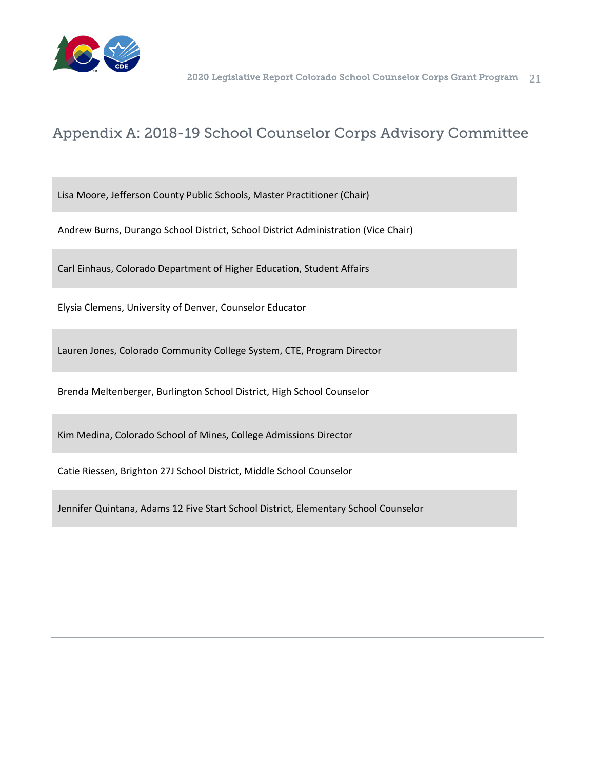# Appendix A: 2018-19 School Counselor Corps Advisory Committee

Lisa Moore, Jefferson County Public Schools, Master Practitioner (Chair)

Andrew Burns, Durango School District, School District Administration (Vice Chair)

Carl Einhaus, Colorado Department of Higher Education, Student Affairs

Elysia Clemens, University of Denver, Counselor Educator

Lauren Jones, Colorado Community College System, CTE, Program Director

Brenda Meltenberger, Burlington School District, High School Counselor

Kim Medina, Colorado School of Mines, College Admissions Director

Catie Riessen, Brighton 27J School District, Middle School Counselor

Jennifer Quintana, Adams 12 Five Start School District, Elementary School Counselor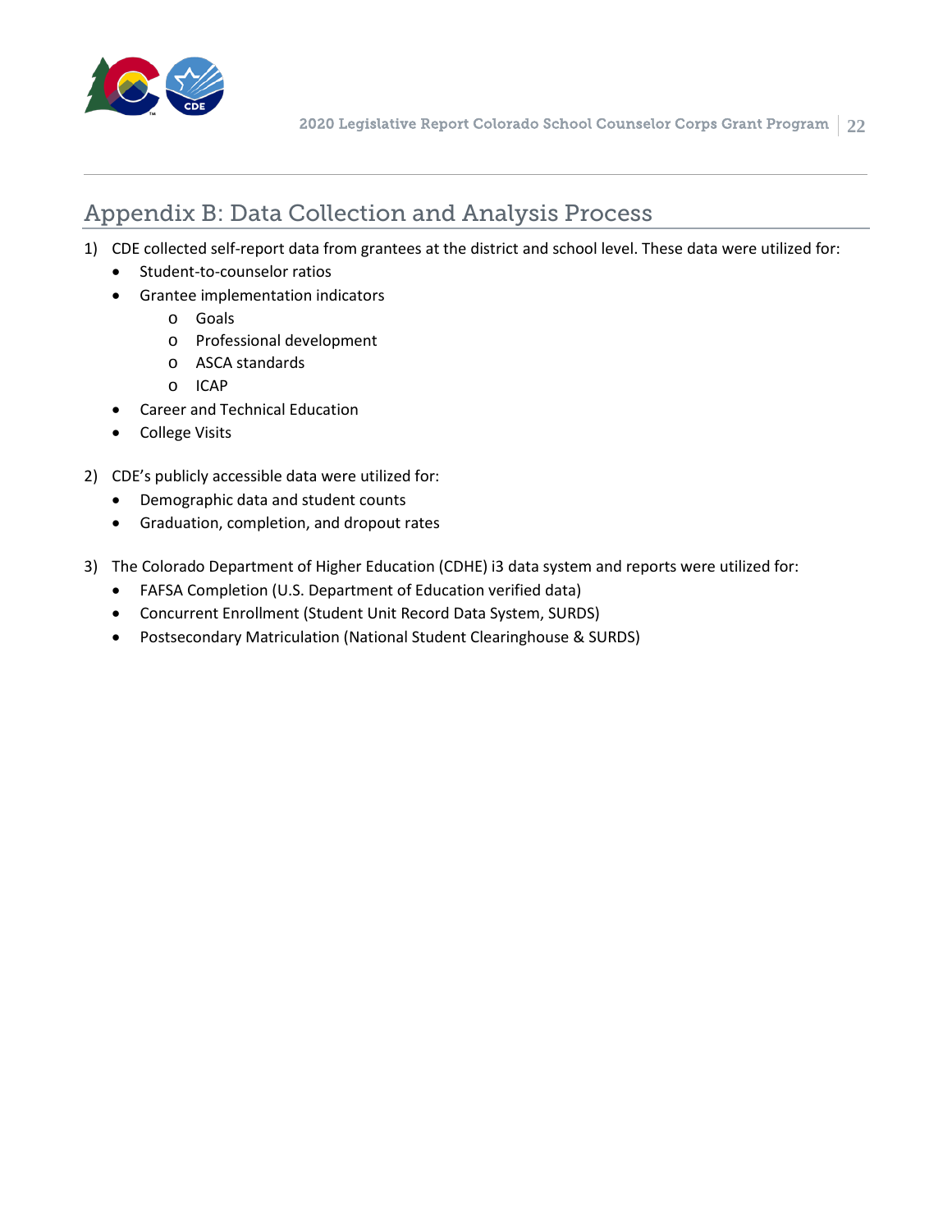## Appendix B: Data Collection and Analysis Process

1) CDE collected self-report data from grantees at the district and school level. These data were utilized for:
    - Student-to-counselor ratios
    - Grantee implementation indicators
        - Goals
        - Professional development
        - ASCA standards
        - ICAP
    - Career and Technical Education
    - College Visits

2) CDE's publicly accessible data were utilized for:
    - Demographic data and student counts
    - Graduation, completion, and dropout rates

3) The Colorado Department of Higher Education (CDHE) i3 data system and reports were utilized for:
    - FAFSA Completion (U.S. Department of Education verified data)
    - Concurrent Enrollment (Student Unit Record Data System, SURDS)
    - Postsecondary Matriculation (National Student Clearinghouse & SURDS)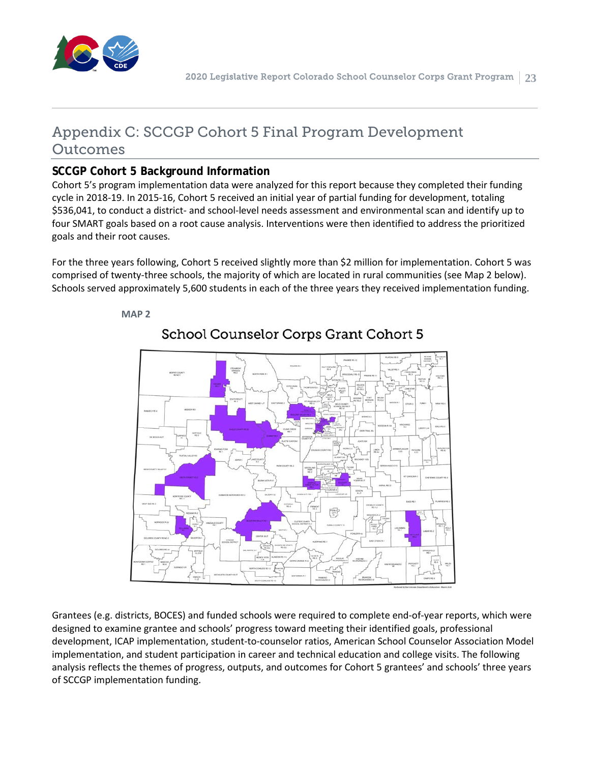# Appendix C: SCCGP Cohort 5 Final Program Development Outcomes

## SCCGP Cohort 5 Background Information

Cohort 5's program implementation data were analyzed for this report because they completed their funding cycle in 2018-19. In 2015-16, Cohort 5 received an initial year of partial funding for development, totaling $536,041, to conduct a district- and school-level needs assessment and environmental scan and identify up to four SMART goals based on a root cause analysis. Interventions were then identified to address the prioritized goals and their root causes.

For the three years following, Cohort 5 received slightly more than $2 million for implementation. Cohort 5 was comprised of twenty-three schools, the majority of which are located in rural communities (see Map 2 below). Schools served approximately 5,600 students in each of the three years they received implementation funding.

**MAP 2**

School Counselor Corps Grant Cohort 5

Grantees (e.g. districts, BOCES) and funded schools were required to complete end-of-year reports, which were designed to examine grantee and schools' progress toward meeting their identified goals, professional development, ICAP implementation, student-to-counselor ratios, American School Counselor Association Model implementation, and student participation in career and technical education and college visits. The following analysis reflects the themes of progress, outputs, and outcomes for Cohort 5 grantees' and schools' three years of SCCGP implementation funding.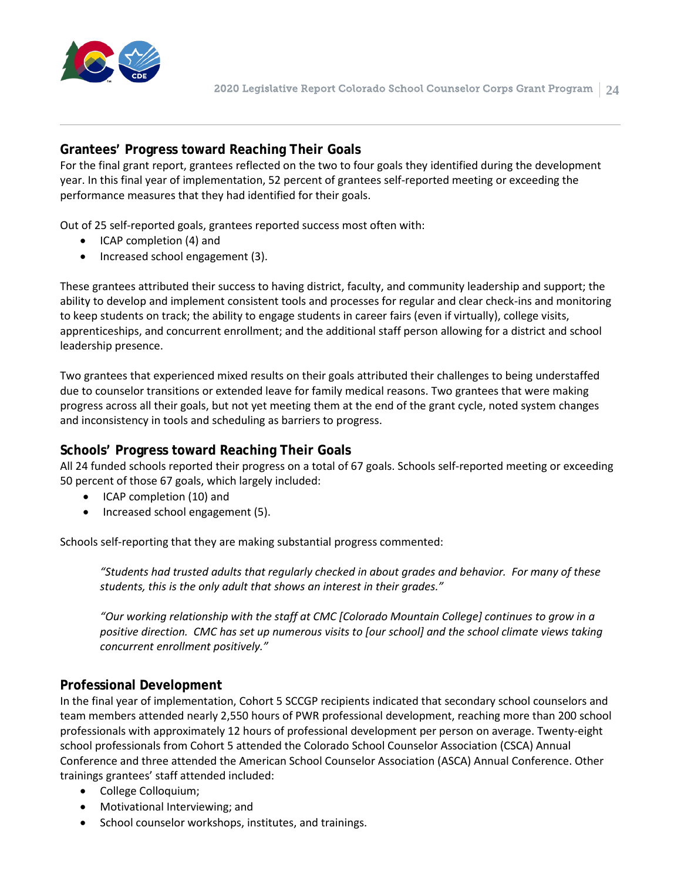## Grantees' Progress toward Reaching Their Goals

For the final grant report, grantees reflected on the two to four goals they identified during the development year. In this final year of implementation, 52 percent of grantees self-reported meeting or exceeding the performance measures that they had identified for their goals.

Out of 25 self-reported goals, grantees reported success most often with:

- ICAP completion (4) and
- Increased school engagement (3).

These grantees attributed their success to having district, faculty, and community leadership and support; the ability to develop and implement consistent tools and processes for regular and clear check-ins and monitoring to keep students on track; the ability to engage students in career fairs (even if virtually), college visits, apprenticeships, and concurrent enrollment; and the additional staff person allowing for a district and school leadership presence.

Two grantees that experienced mixed results on their goals attributed their challenges to being understaffed due to counselor transitions or extended leave for family medical reasons. Two grantees that were making progress across all their goals, but not yet meeting them at the end of the grant cycle, noted system changes and inconsistency in tools and scheduling as barriers to progress.

## Schools' Progress toward Reaching Their Goals

All 24 funded schools reported their progress on a total of 67 goals. Schools self-reported meeting or exceeding 50 percent of those 67 goals, which largely included:

- ICAP completion (10) and
- Increased school engagement (5).

Schools self-reporting that they are making substantial progress commented:

> *"Students had trusted adults that regularly checked in about grades and behavior. For many of these students, this is the only adult that shows an interest in their grades."*

> *"Our working relationship with the staff at CMC [Colorado Mountain College] continues to grow in a positive direction. CMC has set up numerous visits to [our school] and the school climate views taking concurrent enrollment positively."*

## Professional Development

In the final year of implementation, Cohort 5 SCCGP recipients indicated that secondary school counselors and team members attended nearly 2,550 hours of PWR professional development, reaching more than 200 school professionals with approximately 12 hours of professional development per person on average. Twenty-eight school professionals from Cohort 5 attended the Colorado School Counselor Association (CSCA) Annual Conference and three attended the American School Counselor Association (ASCA) Annual Conference. Other trainings grantees' staff attended included:

- College Colloquium;
- Motivational Interviewing; and
- School counselor workshops, institutes, and trainings.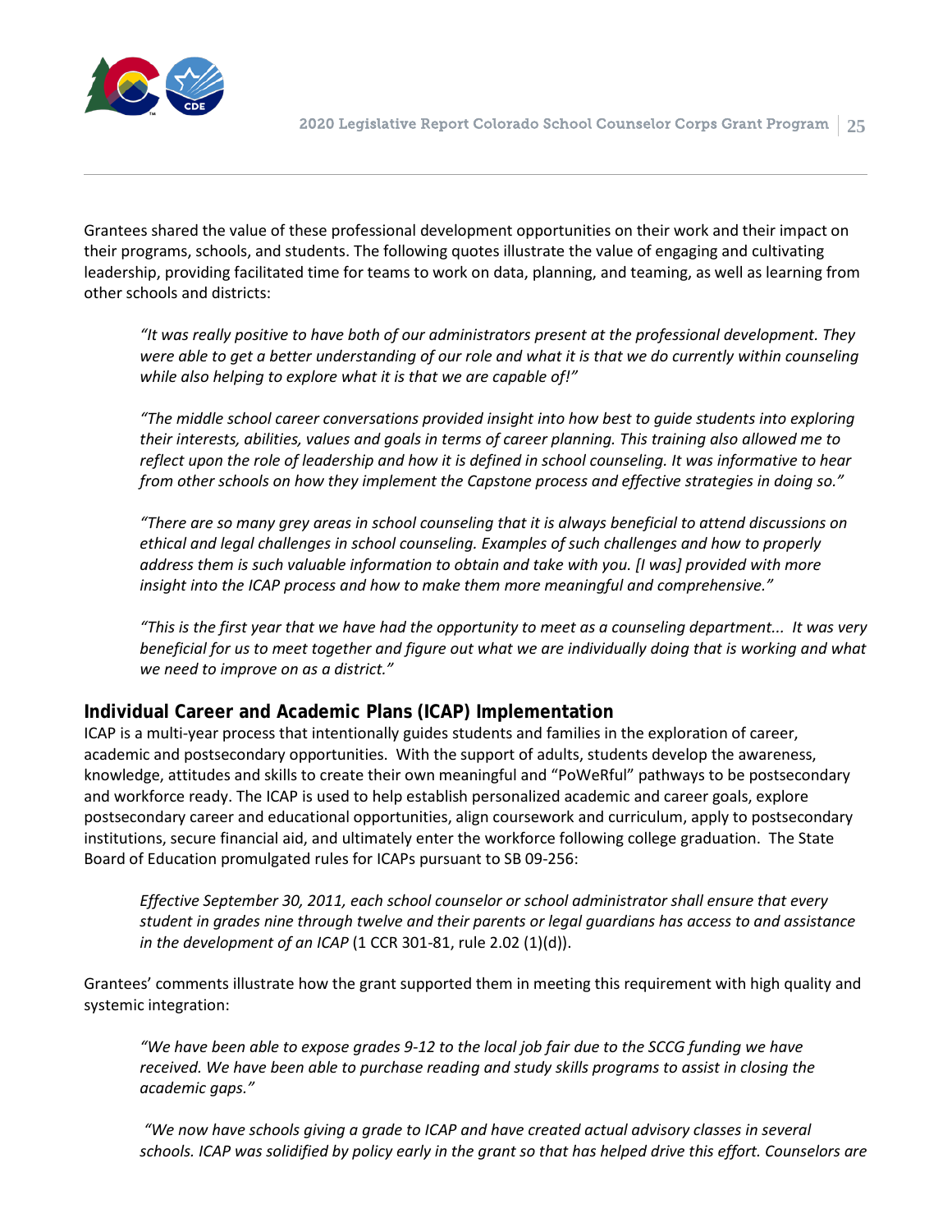Grantees shared the value of these professional development opportunities on their work and their impact on their programs, schools, and students. The following quotes illustrate the value of engaging and cultivating leadership, providing facilitated time for teams to work on data, planning, and teaming, as well as learning from other schools and districts:

> *"It was really positive to have both of our administrators present at the professional development. They were able to get a better understanding of our role and what it is that we do currently within counseling while also helping to explore what it is that we are capable of!"*

> *"The middle school career conversations provided insight into how best to guide students into exploring their interests, abilities, values and goals in terms of career planning. This training also allowed me to reflect upon the role of leadership and how it is defined in school counseling. It was informative to hear from other schools on how they implement the Capstone process and effective strategies in doing so."*

> *"There are so many grey areas in school counseling that it is always beneficial to attend discussions on ethical and legal challenges in school counseling. Examples of such challenges and how to properly address them is such valuable information to obtain and take with you. [I was] provided with more insight into the ICAP process and how to make them more meaningful and comprehensive."*

> *"This is the first year that we have had the opportunity to meet as a counseling department... It was very beneficial for us to meet together and figure out what we are individually doing that is working and what we need to improve on as a district."*

## Individual Career and Academic Plans (ICAP) Implementation

ICAP is a multi-year process that intentionally guides students and families in the exploration of career, academic and postsecondary opportunities. With the support of adults, students develop the awareness, knowledge, attitudes and skills to create their own meaningful and "PoWeRful" pathways to be postsecondary and workforce ready. The ICAP is used to help establish personalized academic and career goals, explore postsecondary career and educational opportunities, align coursework and curriculum, apply to postsecondary institutions, secure financial aid, and ultimately enter the workforce following college graduation. The State Board of Education promulgated rules for ICAPs pursuant to SB 09-256:

> *Effective September 30, 2011, each school counselor or school administrator shall ensure that every student in grades nine through twelve and their parents or legal guardians has access to and assistance in the development of an ICAP* (1 CCR 301-81, rule 2.02 (1)(d)).

Grantees' comments illustrate how the grant supported them in meeting this requirement with high quality and systemic integration:

> *"We have been able to expose grades 9-12 to the local job fair due to the SCCG funding we have received. We have been able to purchase reading and study skills programs to assist in closing the academic gaps."*

> *"We now have schools giving a grade to ICAP and have created actual advisory classes in several schools. ICAP was solidified by policy early in the grant so that has helped drive this effort. Counselors are*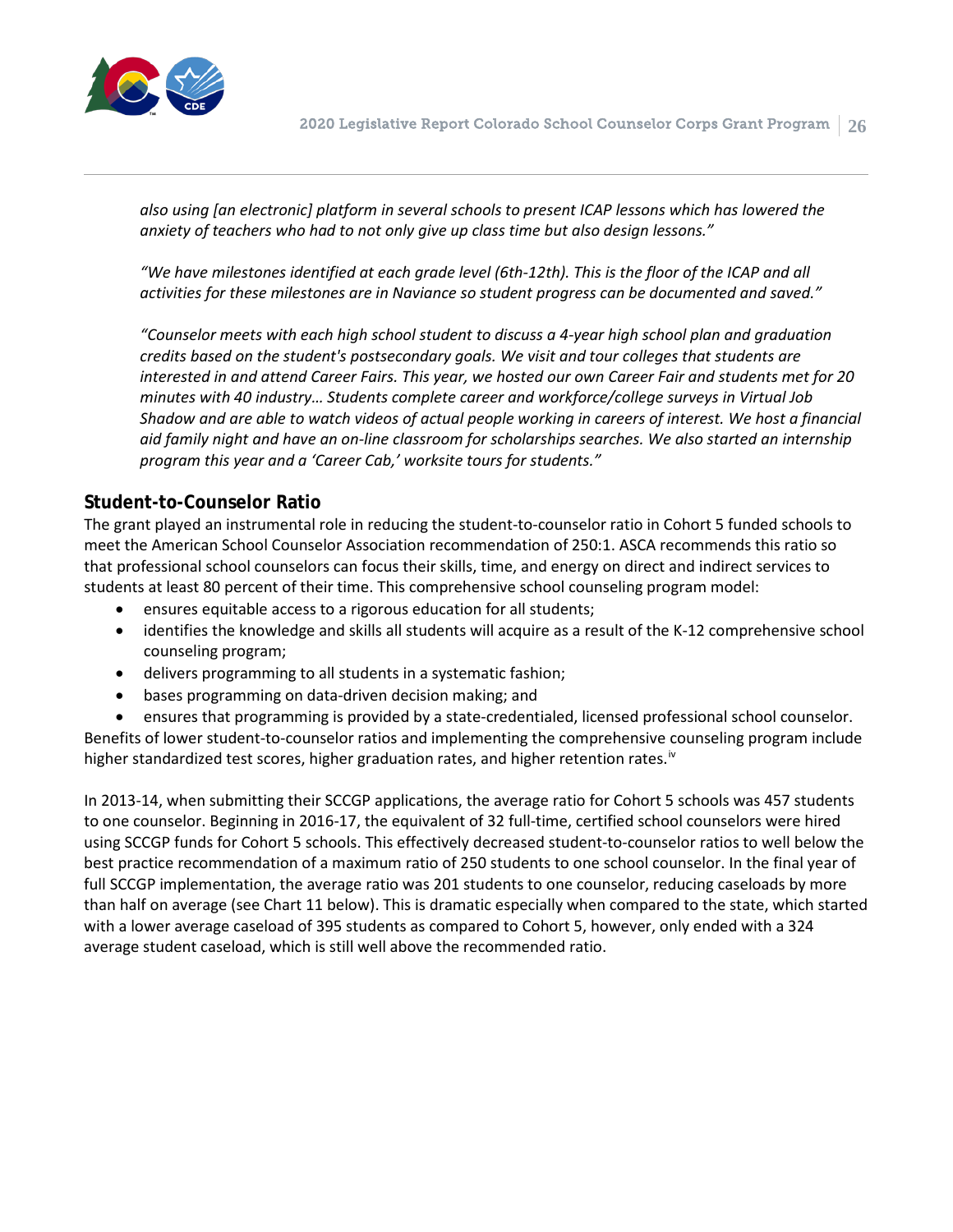*also using [an electronic] platform in several schools to present ICAP lessons which has lowered the anxiety of teachers who had to not only give up class time but also design lessons."*

*"We have milestones identified at each grade level (6th-12th). This is the floor of the ICAP and all activities for these milestones are in Naviance so student progress can be documented and saved."*

*"Counselor meets with each high school student to discuss a 4-year high school plan and graduation credits based on the student's postsecondary goals. We visit and tour colleges that students are interested in and attend Career Fairs. This year, we hosted our own Career Fair and students met for 20 minutes with 40 industry… Students complete career and workforce/college surveys in Virtual Job Shadow and are able to watch videos of actual people working in careers of interest. We host a financial aid family night and have an on-line classroom for scholarships searches. We also started an internship program this year and a 'Career Cab,' worksite tours for students."*

## Student-to-Counselor Ratio

The grant played an instrumental role in reducing the student-to-counselor ratio in Cohort 5 funded schools to meet the American School Counselor Association recommendation of 250:1. ASCA recommends this ratio so that professional school counselors can focus their skills, time, and energy on direct and indirect services to students at least 80 percent of their time. This comprehensive school counseling program model:

- ensures equitable access to a rigorous education for all students;
- identifies the knowledge and skills all students will acquire as a result of the K-12 comprehensive school counseling program;
- delivers programming to all students in a systematic fashion;
- bases programming on data-driven decision making; and
- ensures that programming is provided by a state-credentialed, licensed professional school counselor.

Benefits of lower student-to-counselor ratios and implementing the comprehensive counseling program include higher standardized test scores, higher graduation rates, and higher retention rates.[iv]

In 2013-14, when submitting their SCCGP applications, the average ratio for Cohort 5 schools was 457 students to one counselor. Beginning in 2016-17, the equivalent of 32 full-time, certified school counselors were hired using SCCGP funds for Cohort 5 schools. This effectively decreased student-to-counselor ratios to well below the best practice recommendation of a maximum ratio of 250 students to one school counselor. In the final year of full SCCGP implementation, the average ratio was 201 students to one counselor, reducing caseloads by more than half on average (see Chart 11 below). This is dramatic especially when compared to the state, which started with a lower average caseload of 395 students as compared to Cohort 5, however, only ended with a 324 average student caseload, which is still well above the recommended ratio.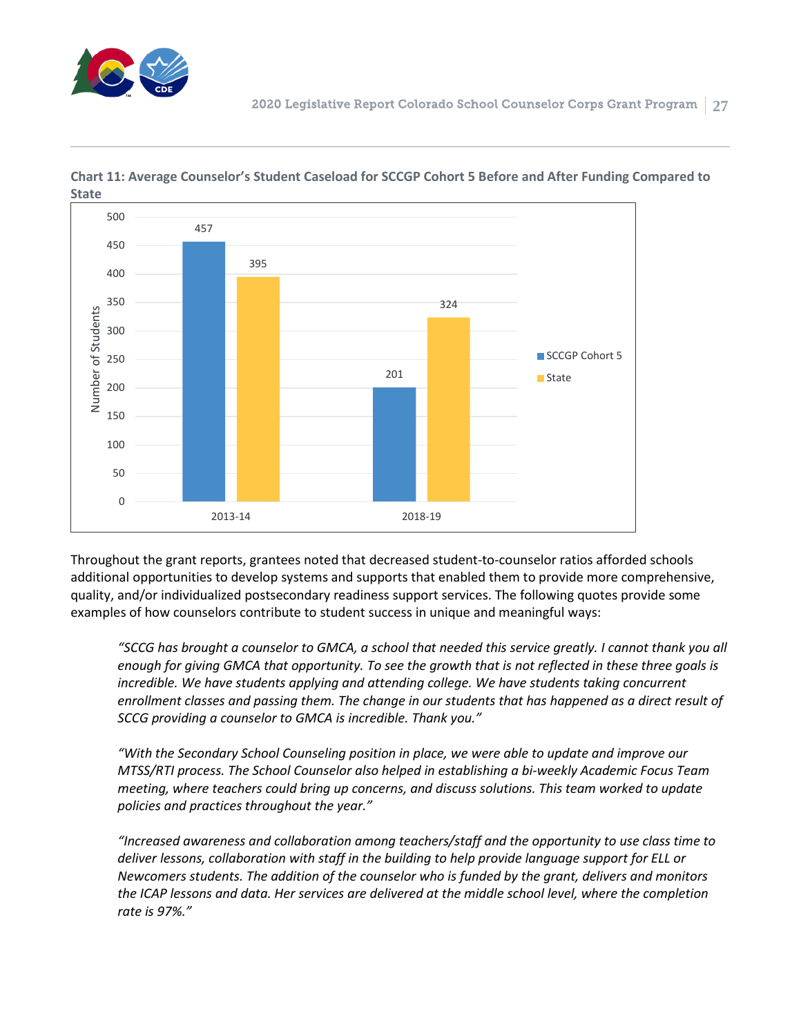**Chart 11: Average Counselor's Student Caseload for SCCGP Cohort 5 Before and After Funding Compared to State**

| | SCCGP Cohort 5 | State |
|---|---|---|
| 2013-14 | 457 | 395 |
| 2018-19 | 201 | 324 |

Throughout the grant reports, grantees noted that decreased student-to-counselor ratios afforded schools additional opportunities to develop systems and supports that enabled them to provide more comprehensive, quality, and/or individualized postsecondary readiness support services. The following quotes provide some examples of how counselors contribute to student success in unique and meaningful ways:

> *"SCCG has brought a counselor to GMCA, a school that needed this service greatly. I cannot thank you all enough for giving GMCA that opportunity. To see the growth that is not reflected in these three goals is incredible. We have students applying and attending college. We have students taking concurrent enrollment classes and passing them. The change in our students that has happened as a direct result of SCCG providing a counselor to GMCA is incredible. Thank you."*

> *"With the Secondary School Counseling position in place, we were able to update and improve our MTSS/RTI process. The School Counselor also helped in establishing a bi-weekly Academic Focus Team meeting, where teachers could bring up concerns, and discuss solutions. This team worked to update policies and practices throughout the year."*

> *"Increased awareness and collaboration among teachers/staff and the opportunity to use class time to deliver lessons, collaboration with staff in the building to help provide language support for ELL or Newcomers students. The addition of the counselor who is funded by the grant, delivers and monitors the ICAP lessons and data. Her services are delivered at the middle school level, where the completion rate is 97%."*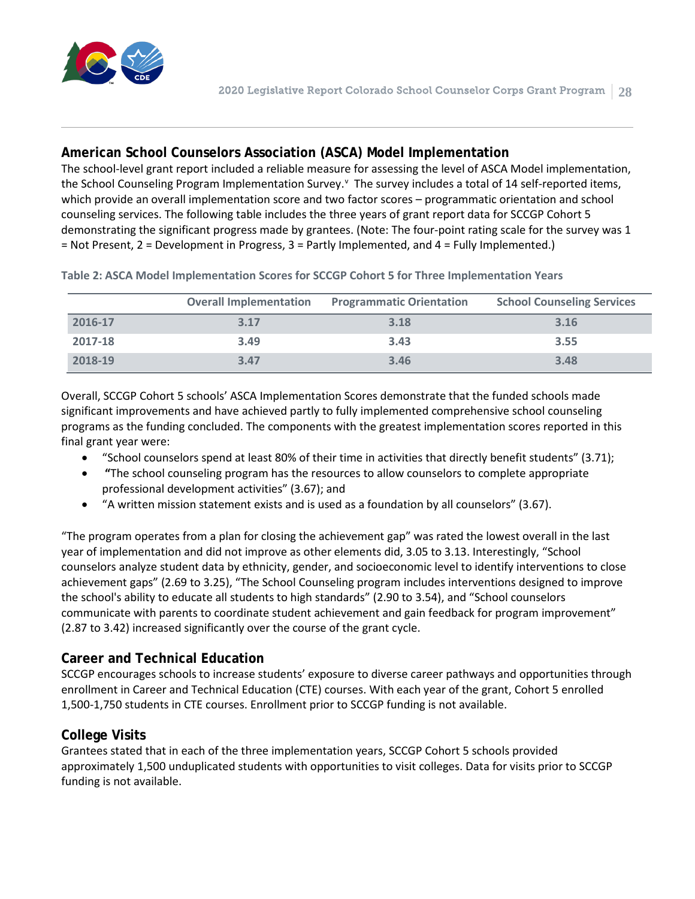## American School Counselors Association (ASCA) Model Implementation

The school-level grant report included a reliable measure for assessing the level of ASCA Model implementation, the School Counseling Program Implementation Survey.[v] The survey includes a total of 14 self-reported items, which provide an overall implementation score and two factor scores – programmatic orientation and school counseling services. The following table includes the three years of grant report data for SCCGP Cohort 5 demonstrating the significant progress made by grantees. (Note: The four-point rating scale for the survey was 1 = Not Present, 2 = Development in Progress, 3 = Partly Implemented, and 4 = Fully Implemented.)

**Table 2: ASCA Model Implementation Scores for SCCGP Cohort 5 for Three Implementation Years**

| | Overall Implementation | Programmatic Orientation | School Counseling Services |
|---|---|---|---|
| 2016-17 | 3.17 | 3.18 | 3.16 |
| 2017-18 | 3.49 | 3.43 | 3.55 |
| 2018-19 | 3.47 | 3.46 | 3.48 |

Overall, SCCGP Cohort 5 schools' ASCA Implementation Scores demonstrate that the funded schools made significant improvements and have achieved partly to fully implemented comprehensive school counseling programs as the funding concluded. The components with the greatest implementation scores reported in this final grant year were:

- "School counselors spend at least 80% of their time in activities that directly benefit students" (3.71);
- "The school counseling program has the resources to allow counselors to complete appropriate professional development activities" (3.67); and
- "A written mission statement exists and is used as a foundation by all counselors" (3.67).

"The program operates from a plan for closing the achievement gap" was rated the lowest overall in the last year of implementation and did not improve as other elements did, 3.05 to 3.13. Interestingly, "School counselors analyze student data by ethnicity, gender, and socioeconomic level to identify interventions to close achievement gaps" (2.69 to 3.25), "The School Counseling program includes interventions designed to improve the school's ability to educate all students to high standards" (2.90 to 3.54), and "School counselors communicate with parents to coordinate student achievement and gain feedback for program improvement" (2.87 to 3.42) increased significantly over the course of the grant cycle.

## Career and Technical Education

SCCGP encourages schools to increase students' exposure to diverse career pathways and opportunities through enrollment in Career and Technical Education (CTE) courses. With each year of the grant, Cohort 5 enrolled 1,500-1,750 students in CTE courses. Enrollment prior to SCCGP funding is not available.

## College Visits

Grantees stated that in each of the three implementation years, SCCGP Cohort 5 schools provided approximately 1,500 unduplicated students with opportunities to visit colleges. Data for visits prior to SCCGP funding is not available.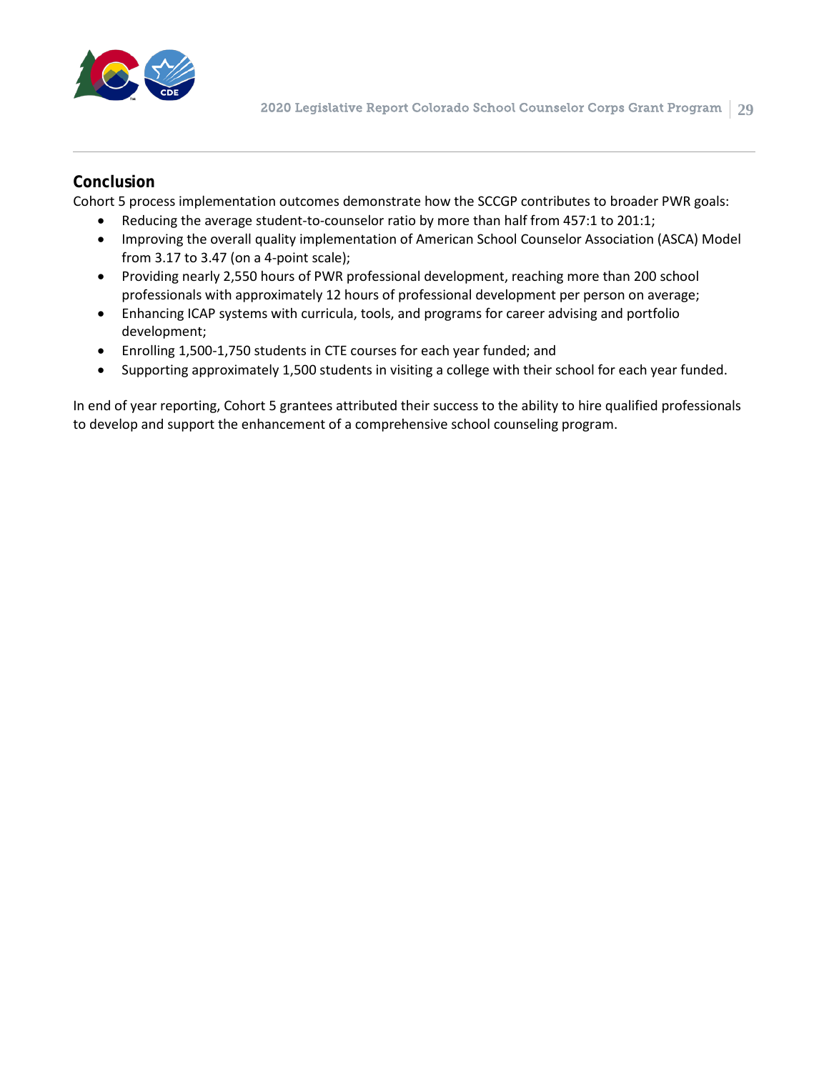## Conclusion

Cohort 5 process implementation outcomes demonstrate how the SCCGP contributes to broader PWR goals:

- Reducing the average student-to-counselor ratio by more than half from 457:1 to 201:1;
- Improving the overall quality implementation of American School Counselor Association (ASCA) Model from 3.17 to 3.47 (on a 4-point scale);
- Providing nearly 2,550 hours of PWR professional development, reaching more than 200 school professionals with approximately 12 hours of professional development per person on average;
- Enhancing ICAP systems with curricula, tools, and programs for career advising and portfolio development;
- Enrolling 1,500-1,750 students in CTE courses for each year funded; and
- Supporting approximately 1,500 students in visiting a college with their school for each year funded.

In end of year reporting, Cohort 5 grantees attributed their success to the ability to hire qualified professionals to develop and support the enhancement of a comprehensive school counseling program.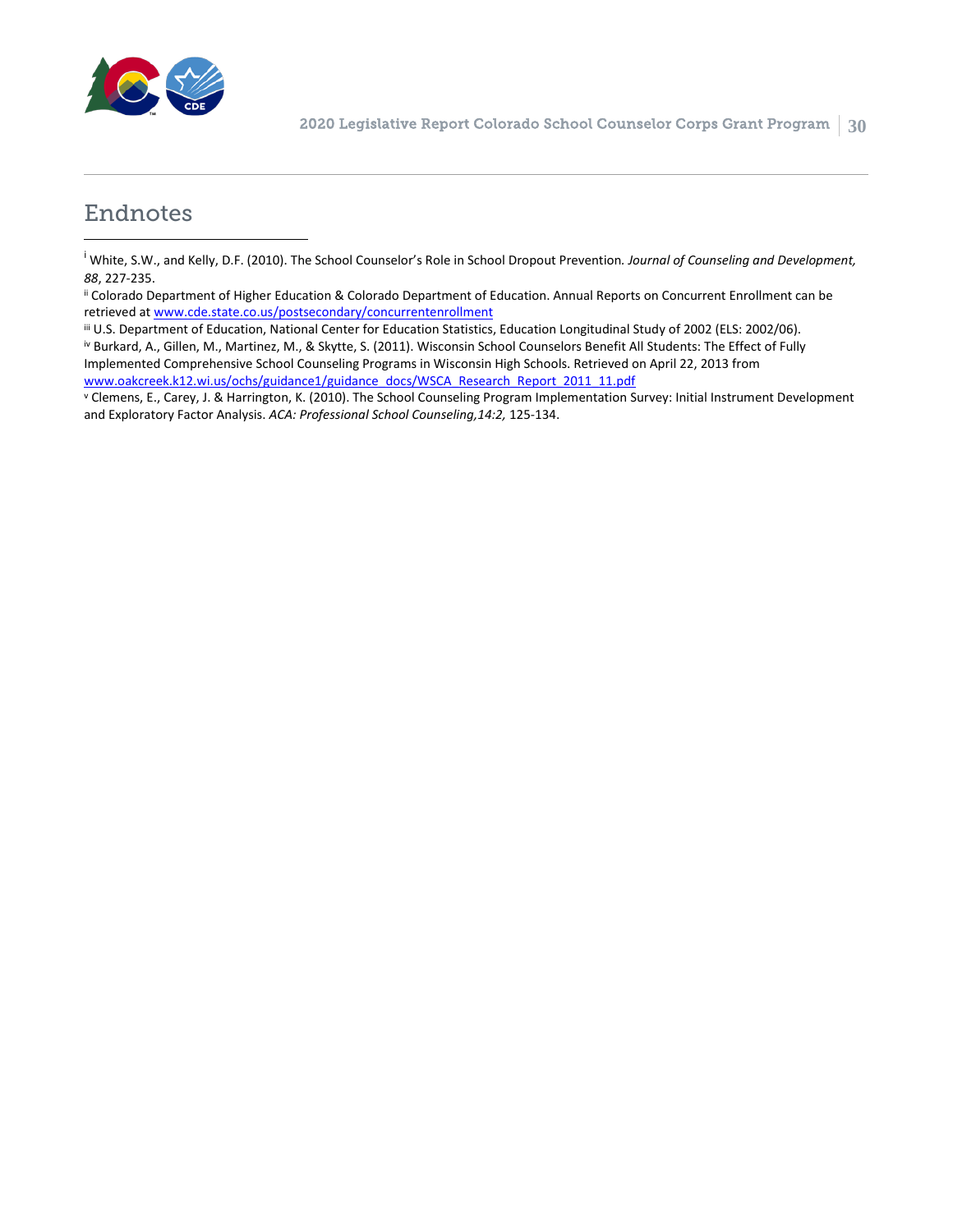## Endnotes

[i] White, S.W., and Kelly, D.F. (2010). The School Counselor's Role in School Dropout Prevention. *Journal of Counseling and Development, 88*, 227-235.

[ii] Colorado Department of Higher Education & Colorado Department of Education. Annual Reports on Concurrent Enrollment can be retrieved at www.cde.state.co.us/postsecondary/concurrentenrollment

[iii] U.S. Department of Education, National Center for Education Statistics, Education Longitudinal Study of 2002 (ELS: 2002/06).

[iv] Burkard, A., Gillen, M., Martinez, M., & Skytte, S. (2011). Wisconsin School Counselors Benefit All Students: The Effect of Fully Implemented Comprehensive School Counseling Programs in Wisconsin High Schools. Retrieved on April 22, 2013 from www.oakcreek.k12.wi.us/ochs/guidance1/guidance_docs/WSCA_Research_Report_2011_11.pdf

[v] Clemens, E., Carey, J. & Harrington, K. (2010). The School Counseling Program Implementation Survey: Initial Instrument Development and Exploratory Factor Analysis. *ACA: Professional School Counseling,14:2,* 125-134.